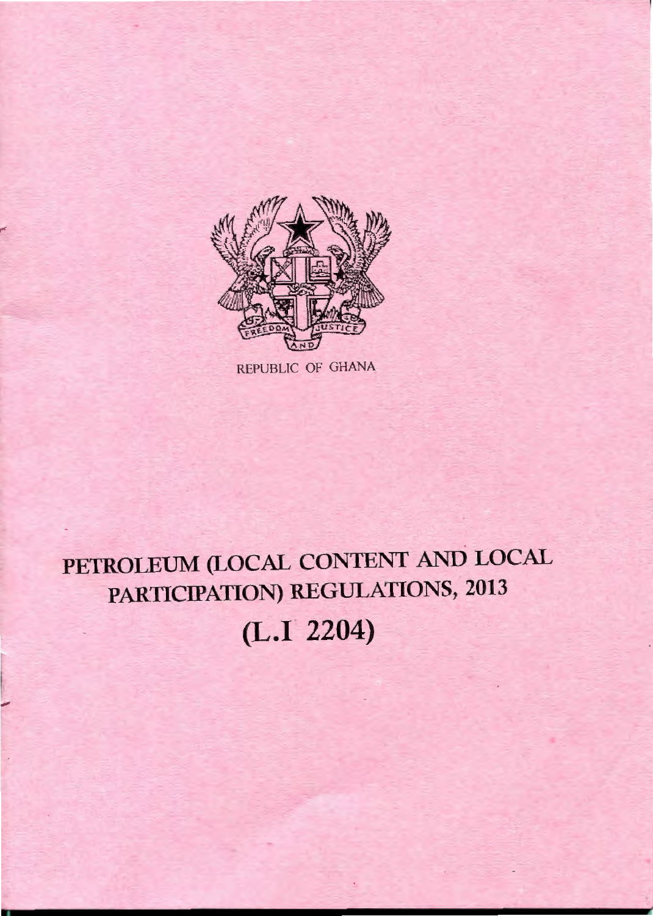REPUBLIC OF GHANA

# PETROLEUM (LOCAL CONTENT AND LOCAL PARTICIPATION) REGULATIONS, 2013

# (L.I 2204)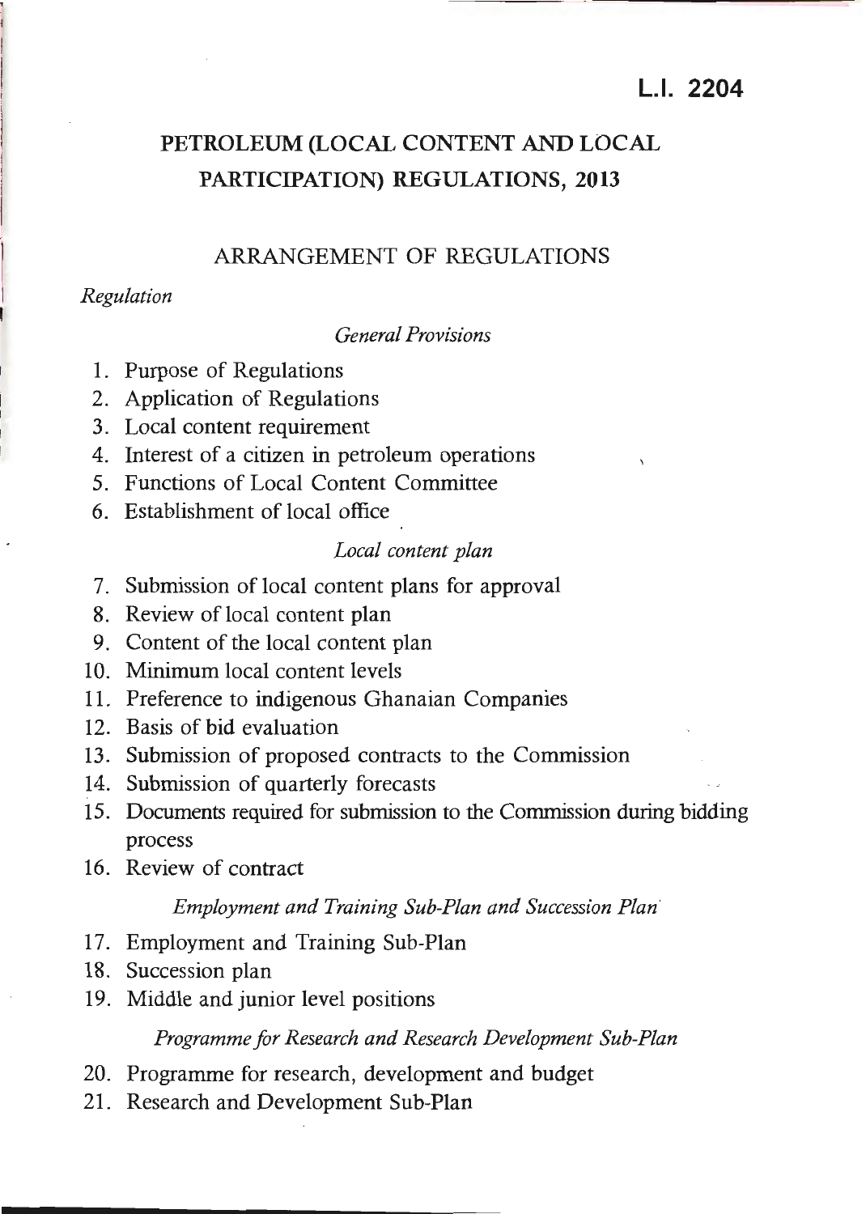**L.I. 2204**

# PETROLEUM (LOCAL CONTENT AND LOCAL PARTICIPATION) REGULATIONS, 2013

## ARRANGEMENT OF REGULATIONS

*Regulation*

*General Provisions*

1. Purpose of Regulations
2. Application of Regulations
3. Local content requirement
4. Interest of a citizen in petroleum operations
5. Functions of Local Content Committee
6. Establishment of local office

*Local content plan*

7. Submission of local content plans for approval
8. Review of local content plan
9. Content of the local content plan
10. Minimum local content levels
11. Preference to indigenous Ghanaian Companies
12. Basis of bid evaluation
13. Submission of proposed contracts to the Commission
14. Submission of quarterly forecasts
15. Documents required for submission to the Commission during bidding process
16. Review of contract

*Employment and Training Sub-Plan and Succession Plan*

17. Employment and Training Sub-Plan
18. Succession plan
19. Middle and junior level positions

*Programme for Research and Research Development Sub-Plan*

20. Programme for research, development and budget
21. Research and Development Sub-Plan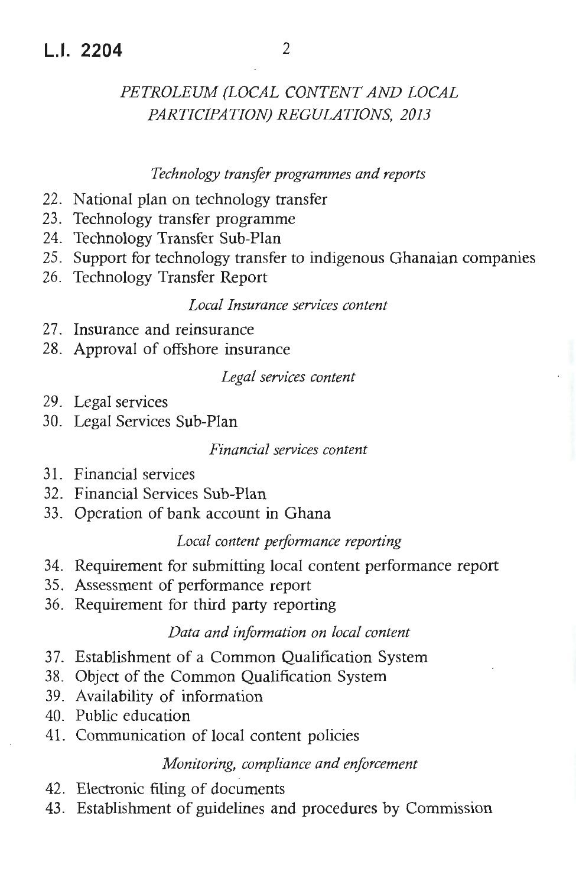*PETROLEUM (LOCAL CONTENT AND LOCAL PARTICIPATION) REGULATIONS, 2013*

*Technology transfer programmes and reports*

22. National plan on technology transfer
23. Technology transfer programme
24. Technology Transfer Sub-Plan
25. Support for technology transfer to indigenous Ghanaian companies
26. Technology Transfer Report

*Local Insurance services content*

27. Insurance and reinsurance
28. Approval of offshore insurance

*Legal services content*

29. Legal services
30. Legal Services Sub-Plan

*Financial services content*

31. Financial services
32. Financial Services Sub-Plan
33. Operation of bank account in Ghana

*Local content performance reporting*

34. Requirement for submitting local content performance report
35. Assessment of performance report
36. Requirement for third party reporting

*Data and information on local content*

37. Establishment of a Common Qualification System
38. Object of the Common Qualification System
39. Availability of information
40. Public education
41. Communication of local content policies

*Monitoring, compliance and enforcement*

42. Electronic filing of documents
43. Establishment of guidelines and procedures by Commission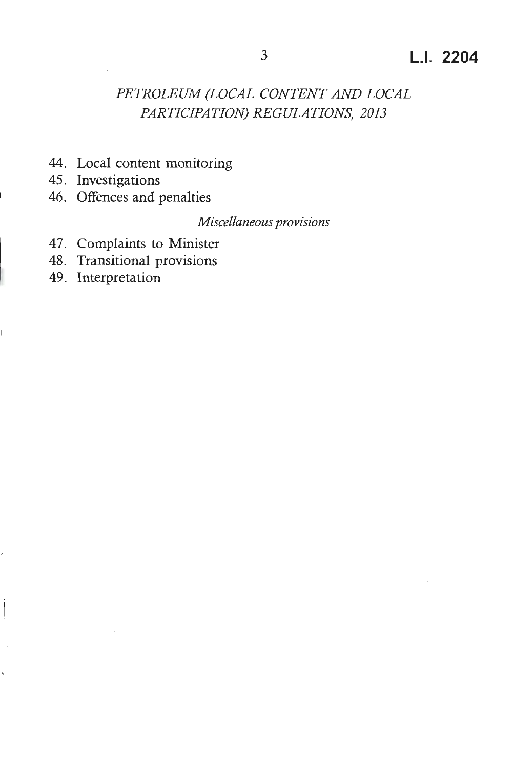*PETROLEUM (LOCAL CONTENT AND LOCAL PARTICIPATION) REGULATIONS, 2013*

44. Local content monitoring
45. Investigations
46. Offences and penalties

*Miscellaneous provisions*

47. Complaints to Minister
48. Transitional provisions
49. Interpretation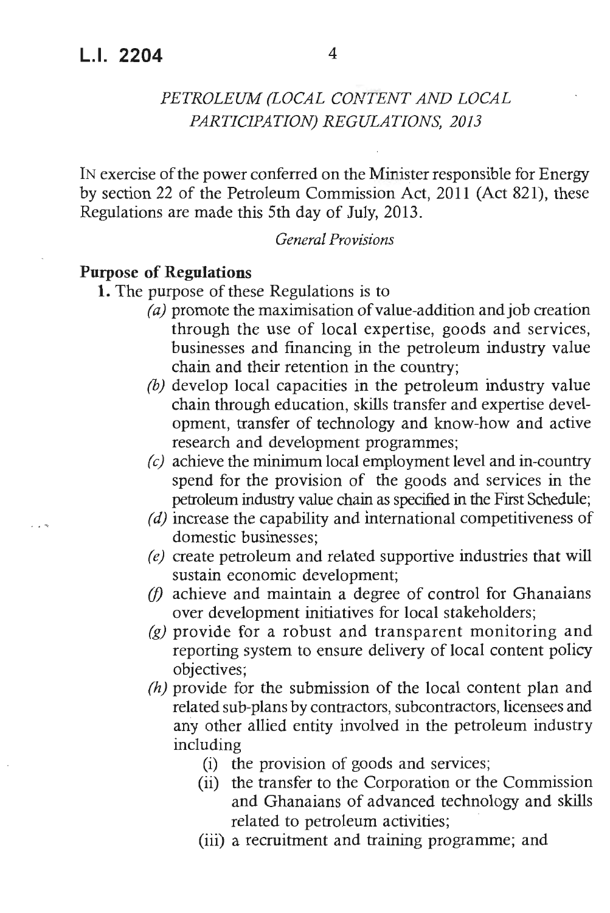## *PETROLEUM (LOCAL CONTENT AND LOCAL PARTICIPATION) REGULATIONS, 2013*

IN exercise of the power conferred on the Minister responsible for Energy by section 22 of the Petroleum Commission Act, 2011 (Act 821), these Regulations are made this 5th day of July, 2013.

*General Provisions*

**Purpose of Regulations**

**1.** The purpose of these Regulations is to

*(a)* promote the maximisation of value-addition and job creation through the use of local expertise, goods and services, businesses and financing in the petroleum industry value chain and their retention in the country;

*(b)* develop local capacities in the petroleum industry value chain through education, skills transfer and expertise development, transfer of technology and know-how and active research and development programmes;

*(c)* achieve the minimum local employment level and in-country spend for the provision of the goods and services in the petroleum industry value chain as specified in the First Schedule;

*(d)* increase the capability and international competitiveness of domestic businesses;

*(e)* create petroleum and related supportive industries that will sustain economic development;

*(f)* achieve and maintain a degree of control for Ghanaians over development initiatives for local stakeholders;

*(g)* provide for a robust and transparent monitoring and reporting system to ensure delivery of local content policy objectives;

*(h)* provide for the submission of the local content plan and related sub-plans by contractors, subcontractors, licensees and any other allied entity involved in the petroleum industry including

(i) the provision of goods and services;

(ii) the transfer to the Corporation or the Commission and Ghanaians of advanced technology and skills related to petroleum activities;

(iii) a recruitment and training programme; and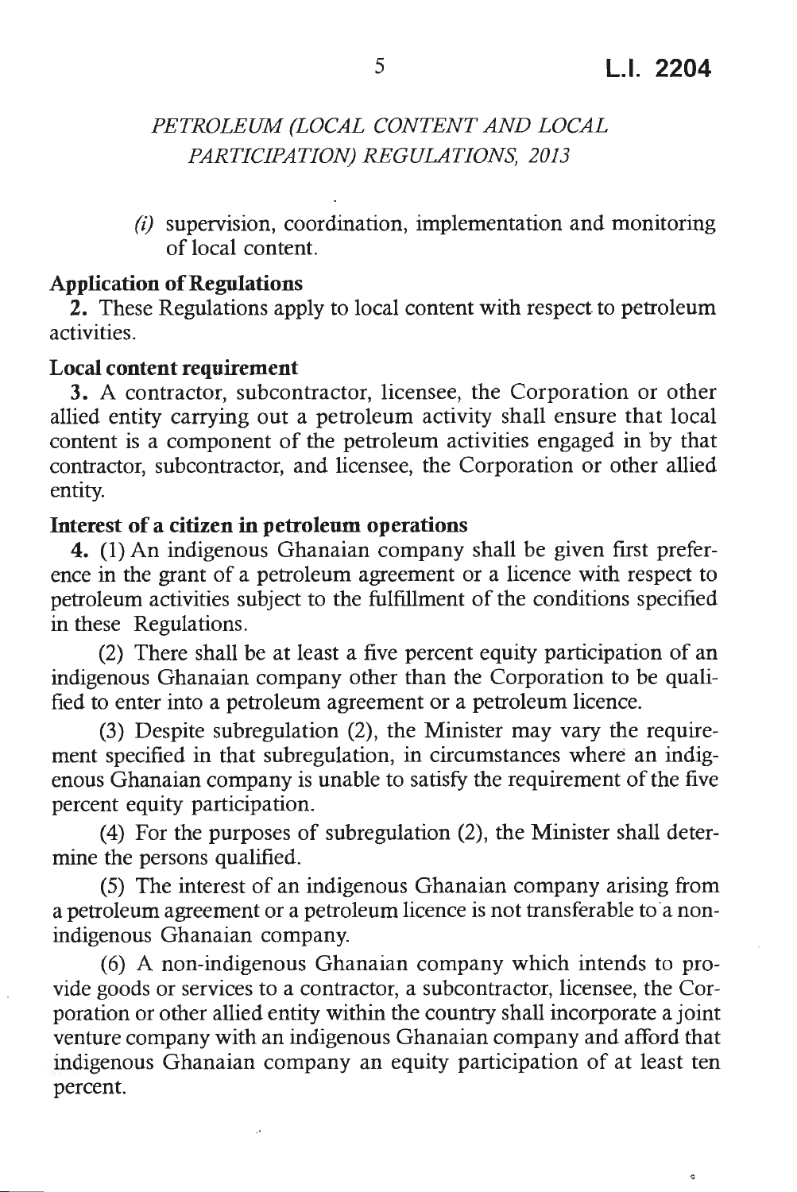*(i)* supervision, coordination, implementation and monitoring of local content.

**Application of Regulations**

**2.** These Regulations apply to local content with respect to petroleum activities.

**Local content requirement**

**3.** A contractor, subcontractor, licensee, the Corporation or other allied entity carrying out a petroleum activity shall ensure that local content is a component of the petroleum activities engaged in by that contractor, subcontractor, and licensee, the Corporation or other allied entity.

**Interest of a citizen in petroleum operations**

**4.** (1) An indigenous Ghanaian company shall be given first preference in the grant of a petroleum agreement or a licence with respect to petroleum activities subject to the fulfillment of the conditions specified in these Regulations.

(2) There shall be at least a five percent equity participation of an indigenous Ghanaian company other than the Corporation to be qualified to enter into a petroleum agreement or a petroleum licence.

(3) Despite subregulation (2), the Minister may vary the requirement specified in that subregulation, in circumstances where an indigenous Ghanaian company is unable to satisfy the requirement of the five percent equity participation.

(4) For the purposes of subregulation (2), the Minister shall determine the persons qualified.

(5) The interest of an indigenous Ghanaian company arising from a petroleum agreement or a petroleum licence is not transferable to a non-indigenous Ghanaian company.

(6) A non-indigenous Ghanaian company which intends to provide goods or services to a contractor, a subcontractor, licensee, the Corporation or other allied entity within the country shall incorporate a joint venture company with an indigenous Ghanaian company and afford that indigenous Ghanaian company an equity participation of at least ten percent.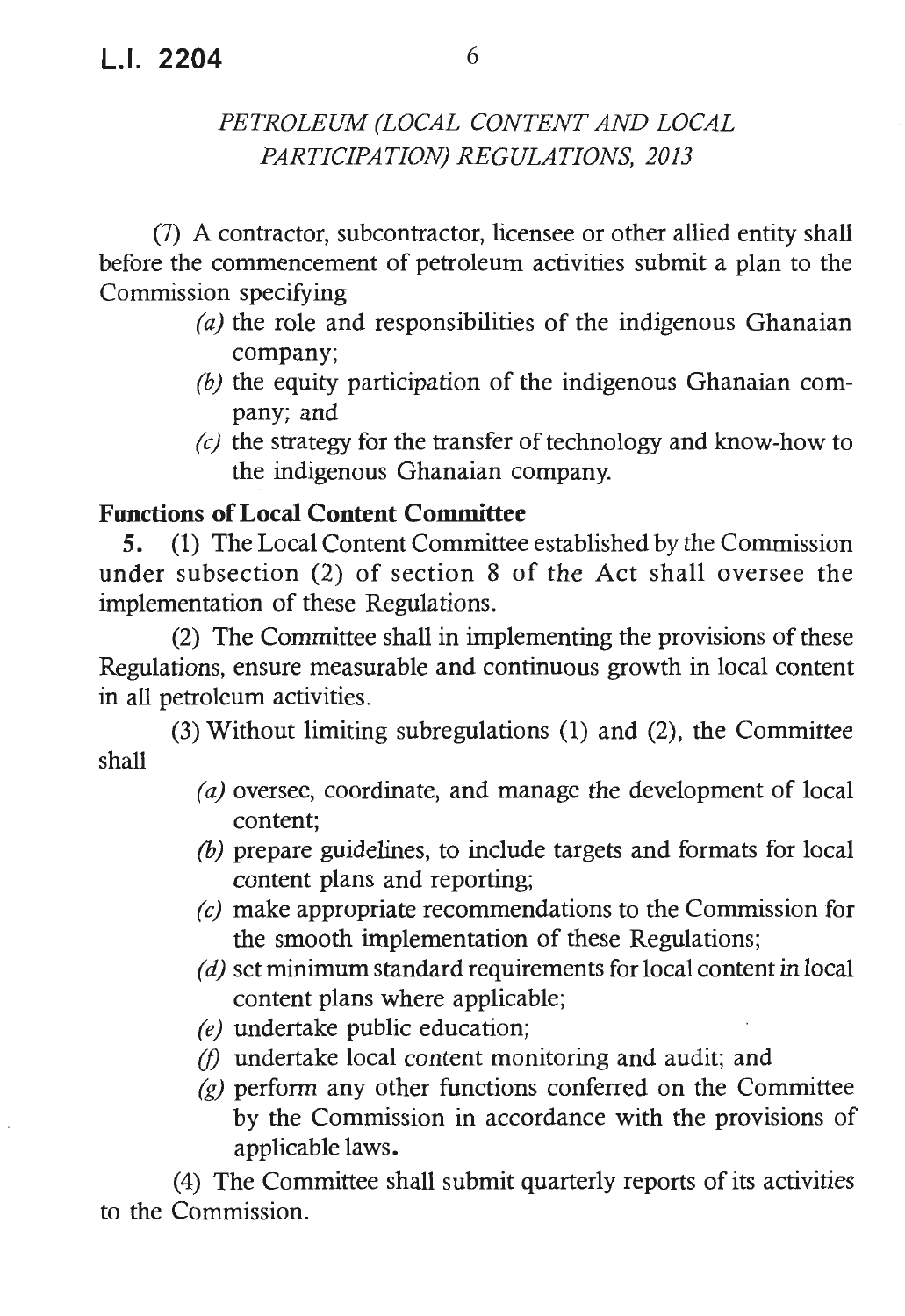(7) A contractor, subcontractor, licensee or other allied entity shall before the commencement of petroleum activities submit a plan to the Commission specifying

*(a)* the role and responsibilities of the indigenous Ghanaian company;

*(b)* the equity participation of the indigenous Ghanaian company; and

*(c)* the strategy for the transfer of technology and know-how to the indigenous Ghanaian company.

**Functions of Local Content Committee**

**5.** (1) The Local Content Committee established by the Commission under subsection (2) of section 8 of the Act shall oversee the implementation of these Regulations.

(2) The Committee shall in implementing the provisions of these Regulations, ensure measurable and continuous growth in local content in all petroleum activities.

(3) Without limiting subregulations (1) and (2), the Committee shall

*(a)* oversee, coordinate, and manage the development of local content;

*(b)* prepare guidelines, to include targets and formats for local content plans and reporting;

*(c)* make appropriate recommendations to the Commission for the smooth implementation of these Regulations;

*(d)* set minimum standard requirements for local content in local content plans where applicable;

*(e)* undertake public education;

*(f)* undertake local content monitoring and audit; and

*(g)* perform any other functions conferred on the Committee by the Commission in accordance with the provisions of applicable laws.

(4) The Committee shall submit quarterly reports of its activities to the Commission.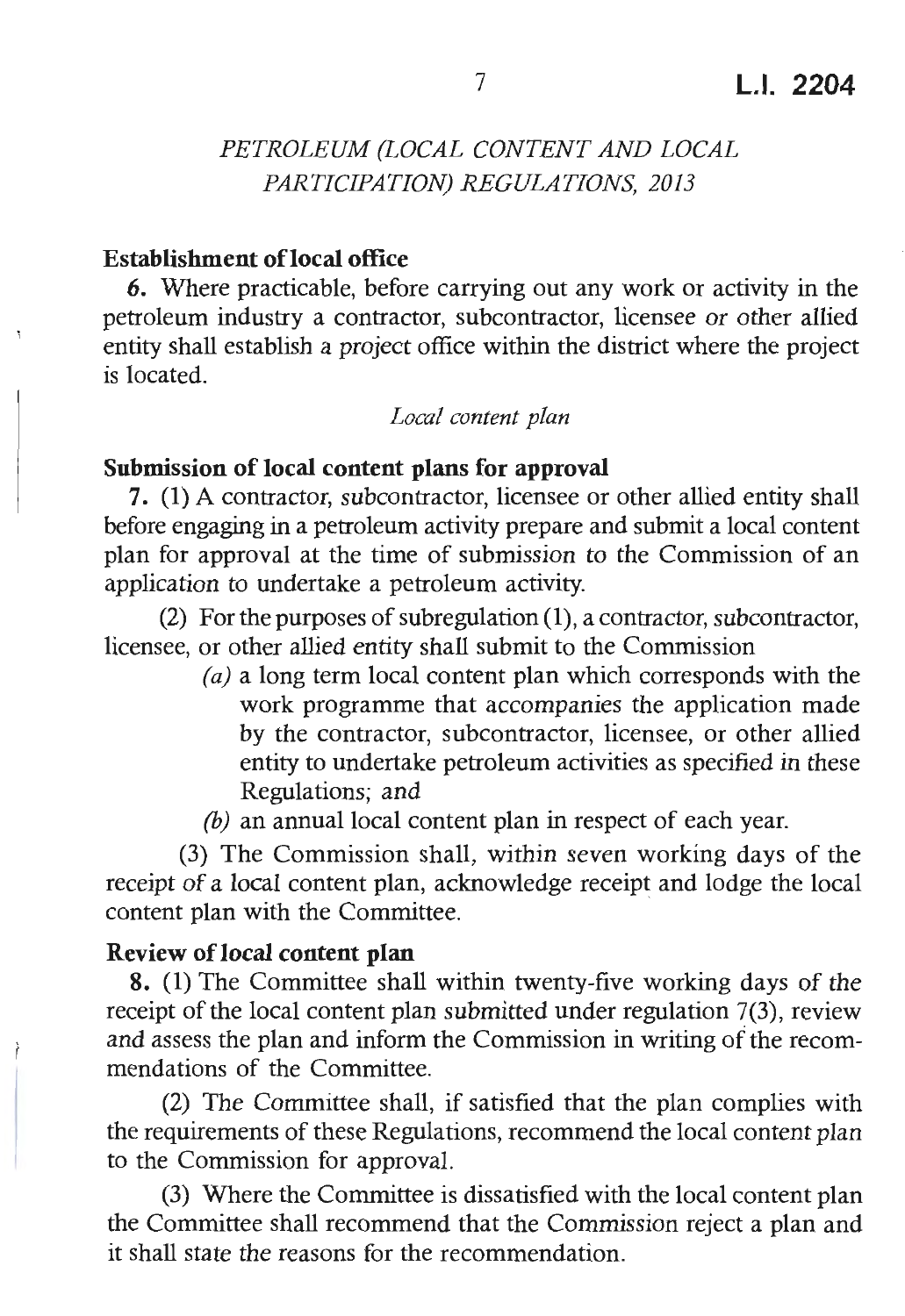## PETROLEUM (LOCAL CONTENT AND LOCAL PARTICIPATION) REGULATIONS, 2013

**Establishment of local office**

**6.** Where practicable, before carrying out any work or activity in the petroleum industry a contractor, subcontractor, licensee or other allied entity shall establish a project office within the district where the project is located.

*Local content plan*

**Submission of local content plans for approval**

**7.** (1) A contractor, subcontractor, licensee or other allied entity shall before engaging in a petroleum activity prepare and submit a local content plan for approval at the time of submission to the Commission of an application to undertake a petroleum activity.

(2) For the purposes of subregulation (1), a contractor, subcontractor, licensee, or other allied entity shall submit to the Commission

*(a)* a long term local content plan which corresponds with the work programme that accompanies the application made by the contractor, subcontractor, licensee, or other allied entity to undertake petroleum activities as specified in these Regulations; and

*(b)* an annual local content plan in respect of each year.

(3) The Commission shall, within seven working days of the receipt of a local content plan, acknowledge receipt and lodge the local content plan with the Committee.

**Review of local content plan**

**8.** (1) The Committee shall within twenty-five working days of the receipt of the local content plan submitted under regulation 7(3), review and assess the plan and inform the Commission in writing of the recommendations of the Committee.

(2) The Committee shall, if satisfied that the plan complies with the requirements of these Regulations, recommend the local content plan to the Commission for approval.

(3) Where the Committee is dissatisfied with the local content plan the Committee shall recommend that the Commission reject a plan and it shall state the reasons for the recommendation.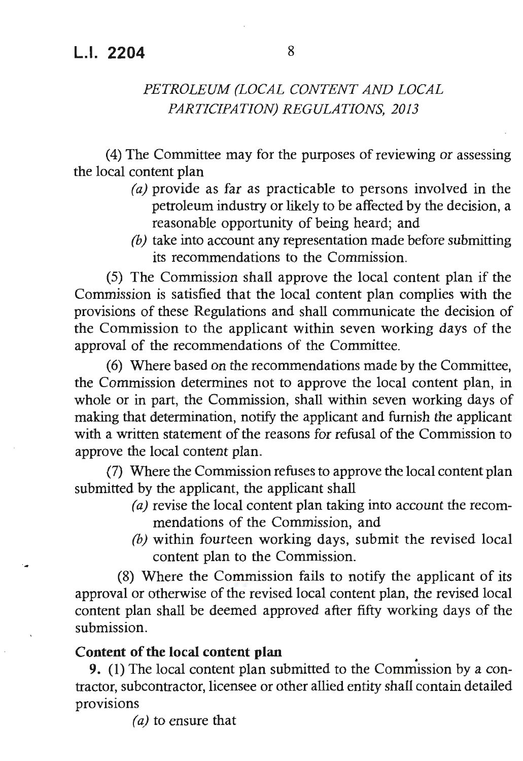(4) The Committee may for the purposes of reviewing or assessing the local content plan

(a) provide as far as practicable to persons involved in the petroleum industry or likely to be affected by the decision, a reasonable opportunity of being heard; and

(b) take into account any representation made before submitting its recommendations to the Commission.

(5) The Commission shall approve the local content plan if the Commission is satisfied that the local content plan complies with the provisions of these Regulations and shall communicate the decision of the Commission to the applicant within seven working days of the approval of the recommendations of the Committee.

(6) Where based on the recommendations made by the Committee, the Commission determines not to approve the local content plan, in whole or in part, the Commission, shall within seven working days of making that determination, notify the applicant and furnish the applicant with a written statement of the reasons for refusal of the Commission to approve the local content plan.

(7) Where the Commission refuses to approve the local content plan submitted by the applicant, the applicant shall

(a) revise the local content plan taking into account the recommendations of the Commission, and

(b) within fourteen working days, submit the revised local content plan to the Commission.

(8) Where the Commission fails to notify the applicant of its approval or otherwise of the revised local content plan, the revised local content plan shall be deemed approved after fifty working days of the submission.

**Content of the local content plan**

**9.** (1) The local content plan submitted to the Commission by a contractor, subcontractor, licensee or other allied entity shall contain detailed provisions

(a) to ensure that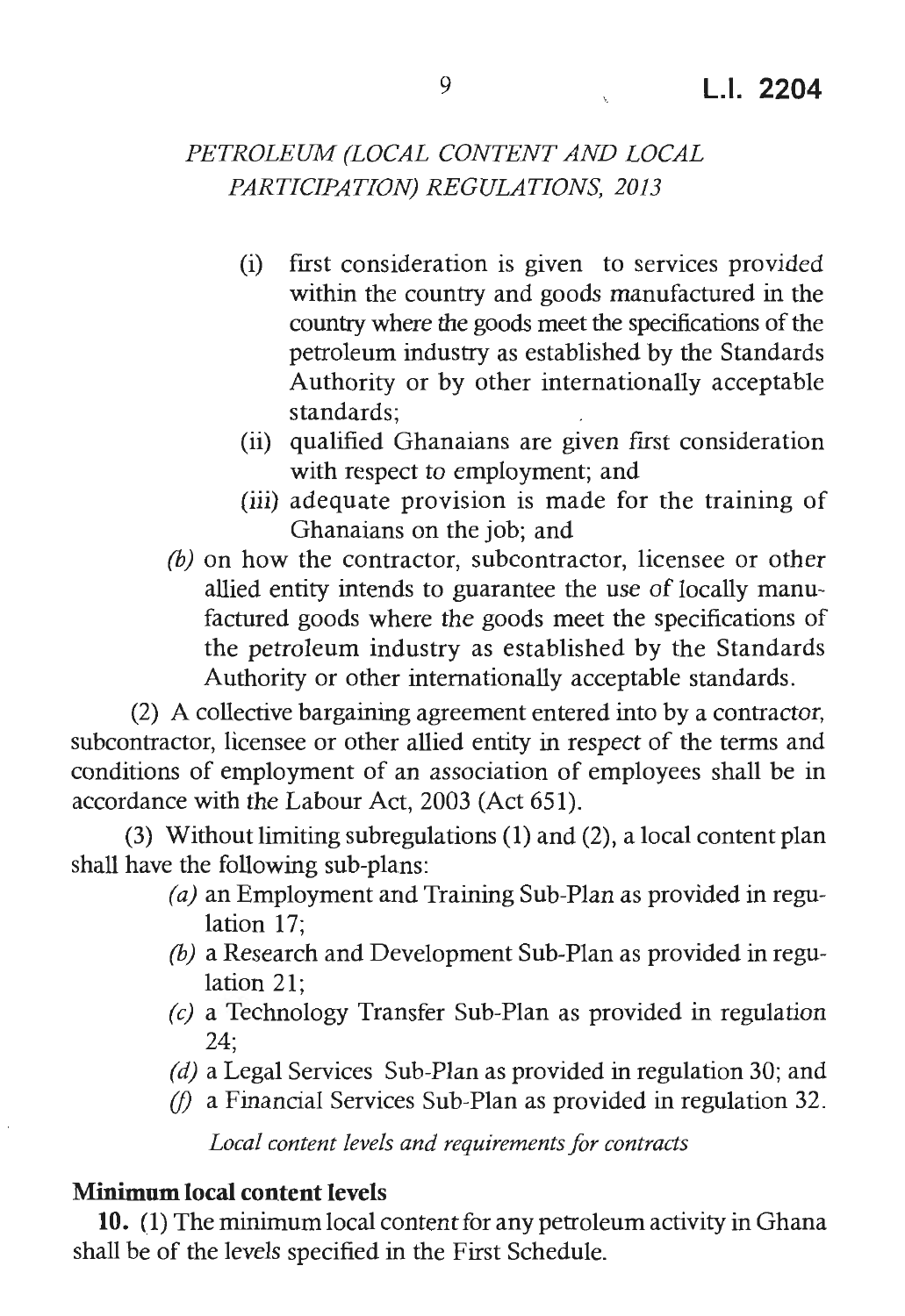(i) first consideration is given to services provided within the country and goods manufactured in the country where the goods meet the specifications of the petroleum industry as established by the Standards Authority or by other internationally acceptable standards;

(ii) qualified Ghanaians are given first consideration with respect to employment; and

(iii) adequate provision is made for the training of Ghanaians on the job; and

*(b)* on how the contractor, subcontractor, licensee or other allied entity intends to guarantee the use of locally manufactured goods where the goods meet the specifications of the petroleum industry as established by the Standards Authority or other internationally acceptable standards.

(2) A collective bargaining agreement entered into by a contractor, subcontractor, licensee or other allied entity in respect of the terms and conditions of employment of an association of employees shall be in accordance with the Labour Act, 2003 (Act 651).

(3) Without limiting subregulations (1) and (2), a local content plan shall have the following sub-plans:

*(a)* an Employment and Training Sub-Plan as provided in regulation 17;

*(b)* a Research and Development Sub-Plan as provided in regulation 21;

*(c)* a Technology Transfer Sub-Plan as provided in regulation 24;

*(d)* a Legal Services Sub-Plan as provided in regulation 30; and

*(f)* a Financial Services Sub-Plan as provided in regulation 32.

*Local content levels and requirements for contracts*

**Minimum local content levels**

**10.** (1) The minimum local content for any petroleum activity in Ghana shall be of the levels specified in the First Schedule.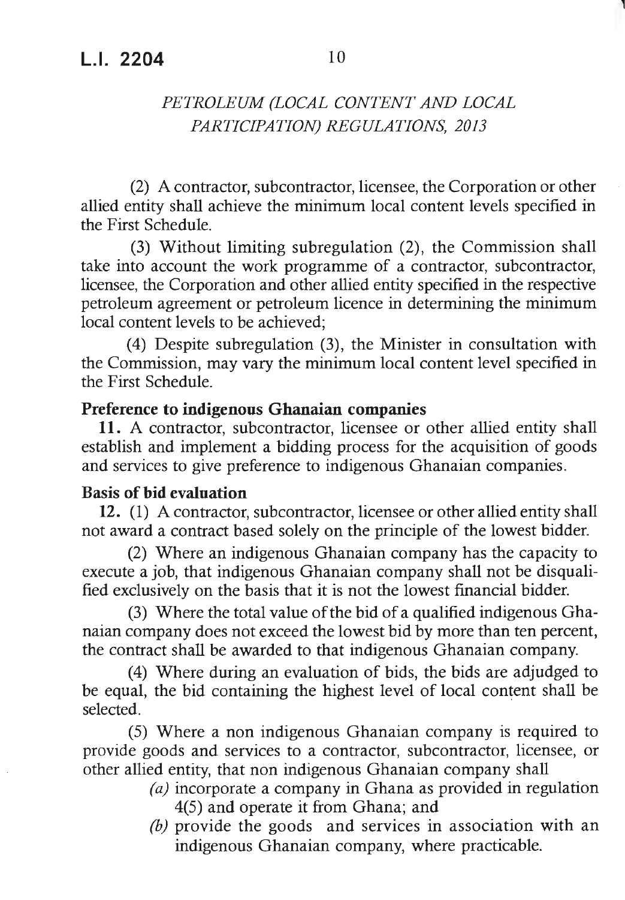(2) A contractor, subcontractor, licensee, the Corporation or other allied entity shall achieve the minimum local content levels specified in the First Schedule.

(3) Without limiting subregulation (2), the Commission shall take into account the work programme of a contractor, subcontractor, licensee, the Corporation and other allied entity specified in the respective petroleum agreement or petroleum licence in determining the minimum local content levels to be achieved;

(4) Despite subregulation (3), the Minister in consultation with the Commission, may vary the minimum local content level specified in the First Schedule.

**Preference to indigenous Ghanaian companies**

**11.** A contractor, subcontractor, licensee or other allied entity shall establish and implement a bidding process for the acquisition of goods and services to give preference to indigenous Ghanaian companies.

**Basis of bid evaluation**

**12.** (1) A contractor, subcontractor, licensee or other allied entity shall not award a contract based solely on the principle of the lowest bidder.

(2) Where an indigenous Ghanaian company has the capacity to execute a job, that indigenous Ghanaian company shall not be disqualified exclusively on the basis that it is not the lowest financial bidder.

(3) Where the total value of the bid of a qualified indigenous Ghanaian company does not exceed the lowest bid by more than ten percent, the contract shall be awarded to that indigenous Ghanaian company.

(4) Where during an evaluation of bids, the bids are adjudged to be equal, the bid containing the highest level of local content shall be selected.

(5) Where a non indigenous Ghanaian company is required to provide goods and services to a contractor, subcontractor, licensee, or other allied entity, that non indigenous Ghanaian company shall

*(a)* incorporate a company in Ghana as provided in regulation 4(5) and operate it from Ghana; and

*(b)* provide the goods and services in association with an indigenous Ghanaian company, where practicable.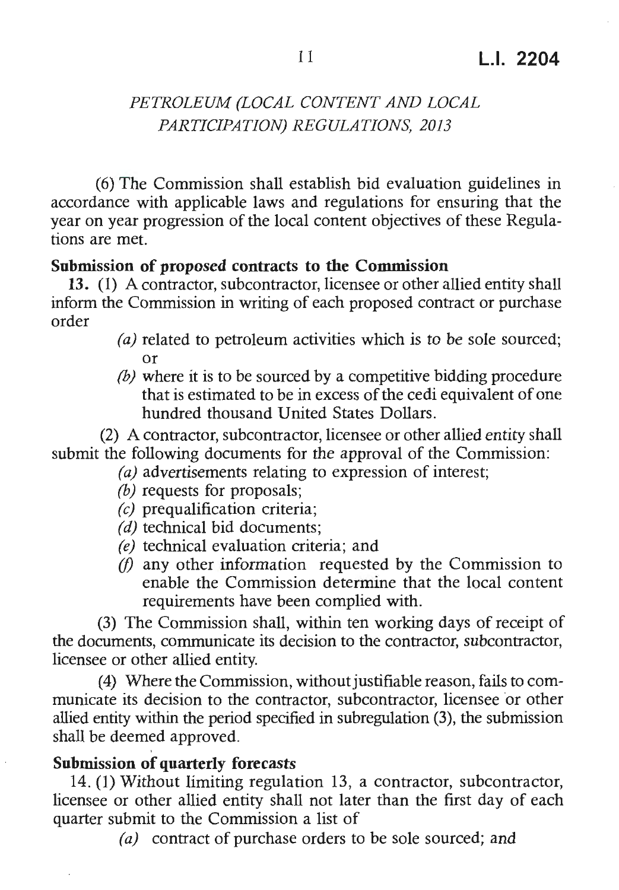(6) The Commission shall establish bid evaluation guidelines in accordance with applicable laws and regulations for ensuring that the year on year progression of the local content objectives of these Regulations are met.

**Submission of proposed contracts to the Commission**

**13.** (1) A contractor, subcontractor, licensee or other allied entity shall inform the Commission in writing of each proposed contract or purchase order

*(a)* related to petroleum activities which is to be sole sourced; or

*(b)* where it is to be sourced by a competitive bidding procedure that is estimated to be in excess of the cedi equivalent of one hundred thousand United States Dollars.

(2) A contractor, subcontractor, licensee or other allied entity shall submit the following documents for the approval of the Commission:

*(a)* advertisements relating to expression of interest;

*(b)* requests for proposals;

*(c)* prequalification criteria;

*(d)* technical bid documents;

*(e)* technical evaluation criteria; and

*(f)* any other information requested by the Commission to enable the Commission determine that the local content requirements have been complied with.

(3) The Commission shall, within ten working days of receipt of the documents, communicate its decision to the contractor, subcontractor, licensee or other allied entity.

(4) Where the Commission, without justifiable reason, fails to communicate its decision to the contractor, subcontractor, licensee or other allied entity within the period specified in subregulation (3), the submission shall be deemed approved.

**Submission of quarterly forecasts**

14. (1) Without limiting regulation 13, a contractor, subcontractor, licensee or other allied entity shall not later than the first day of each quarter submit to the Commission a list of

*(a)* contract of purchase orders to be sole sourced; and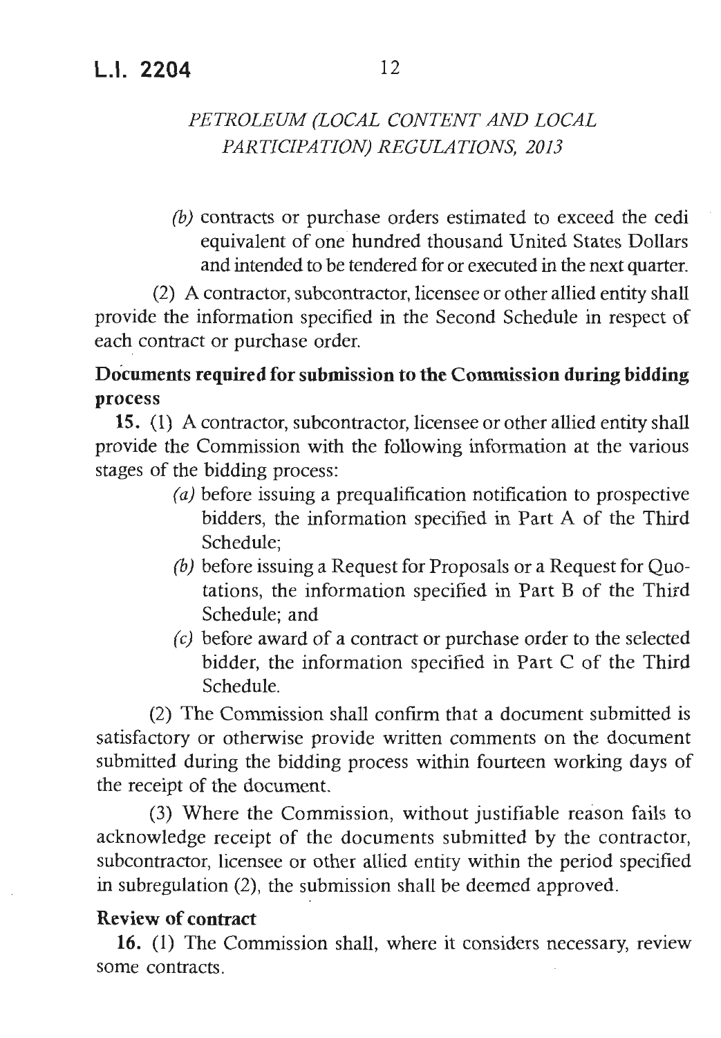(b) contracts or purchase orders estimated to exceed the cedi equivalent of one hundred thousand United States Dollars and intended to be tendered for or executed in the next quarter.

(2) A contractor, subcontractor, licensee or other allied entity shall provide the information specified in the Second Schedule in respect of each contract or purchase order.

**Documents required for submission to the Commission during bidding process**

**15.** (1) A contractor, subcontractor, licensee or other allied entity shall provide the Commission with the following information at the various stages of the bidding process:

(a) before issuing a prequalification notification to prospective bidders, the information specified in Part A of the Third Schedule;

(b) before issuing a Request for Proposals or a Request for Quotations, the information specified in Part B of the Third Schedule; and

(c) before award of a contract or purchase order to the selected bidder, the information specified in Part C of the Third Schedule.

(2) The Commission shall confirm that a document submitted is satisfactory or otherwise provide written comments on the document submitted during the bidding process within fourteen working days of the receipt of the document.

(3) Where the Commission, without justifiable reason fails to acknowledge receipt of the documents submitted by the contractor, subcontractor, licensee or other allied entity within the period specified in subregulation (2), the submission shall be deemed approved.

**Review of contract**

**16.** (1) The Commission shall, where it considers necessary, review some contracts.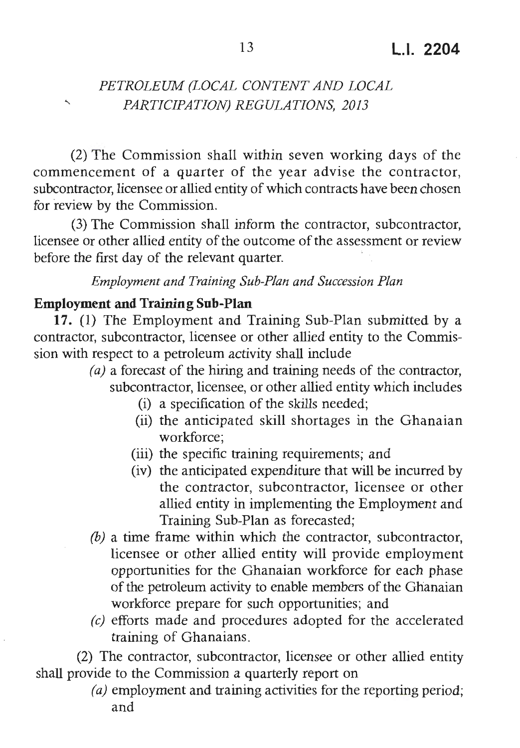(2) The Commission shall within seven working days of the commencement of a quarter of the year advise the contractor, subcontractor, licensee or allied entity of which contracts have been chosen for review by the Commission.

(3) The Commission shall inform the contractor, subcontractor, licensee or other allied entity of the outcome of the assessment or review before the first day of the relevant quarter.

*Employment and Training Sub-Plan and Succession Plan*

**Employment and Training Sub-Plan**

**17.** (1) The Employment and Training Sub-Plan submitted by a contractor, subcontractor, licensee or other allied entity to the Commission with respect to a petroleum activity shall include

*(a)* a forecast of the hiring and training needs of the contractor, subcontractor, licensee, or other allied entity which includes

(i) a specification of the skills needed;

(ii) the anticipated skill shortages in the Ghanaian workforce;

(iii) the specific training requirements; and

(iv) the anticipated expenditure that will be incurred by the contractor, subcontractor, licensee or other allied entity in implementing the Employment and Training Sub-Plan as forecasted;

*(b)* a time frame within which the contractor, subcontractor, licensee or other allied entity will provide employment opportunities for the Ghanaian workforce for each phase of the petroleum activity to enable members of the Ghanaian workforce prepare for such opportunities; and

*(c)* efforts made and procedures adopted for the accelerated training of Ghanaians.

(2) The contractor, subcontractor, licensee or other allied entity shall provide to the Commission a quarterly report on

*(a)* employment and training activities for the reporting period; and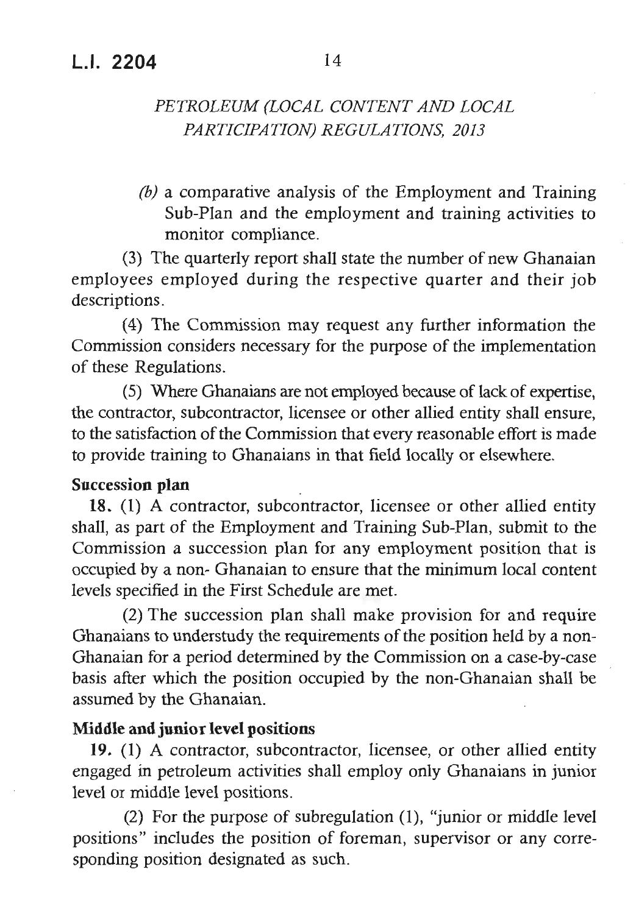*(b)* a comparative analysis of the Employment and Training Sub-Plan and the employment and training activities to monitor compliance.

(3) The quarterly report shall state the number of new Ghanaian employees employed during the respective quarter and their job descriptions.

(4) The Commission may request any further information the Commission considers necessary for the purpose of the implementation of these Regulations.

(5) Where Ghanaians are not employed because of lack of expertise, the contractor, subcontractor, licensee or other allied entity shall ensure, to the satisfaction of the Commission that every reasonable effort is made to provide training to Ghanaians in that field locally or elsewhere.

**Succession plan**

**18.** (1) A contractor, subcontractor, licensee or other allied entity shall, as part of the Employment and Training Sub-Plan, submit to the Commission a succession plan for any employment position that is occupied by a non- Ghanaian to ensure that the minimum local content levels specified in the First Schedule are met.

(2) The succession plan shall make provision for and require Ghanaians to understudy the requirements of the position held by a non-Ghanaian for a period determined by the Commission on a case-by-case basis after which the position occupied by the non-Ghanaian shall be assumed by the Ghanaian.

**Middle and junior level positions**

**19.** (1) A contractor, subcontractor, licensee, or other allied entity engaged in petroleum activities shall employ only Ghanaians in junior level or middle level positions.

(2) For the purpose of subregulation (1), "junior or middle level positions" includes the position of foreman, supervisor or any corresponding position designated as such.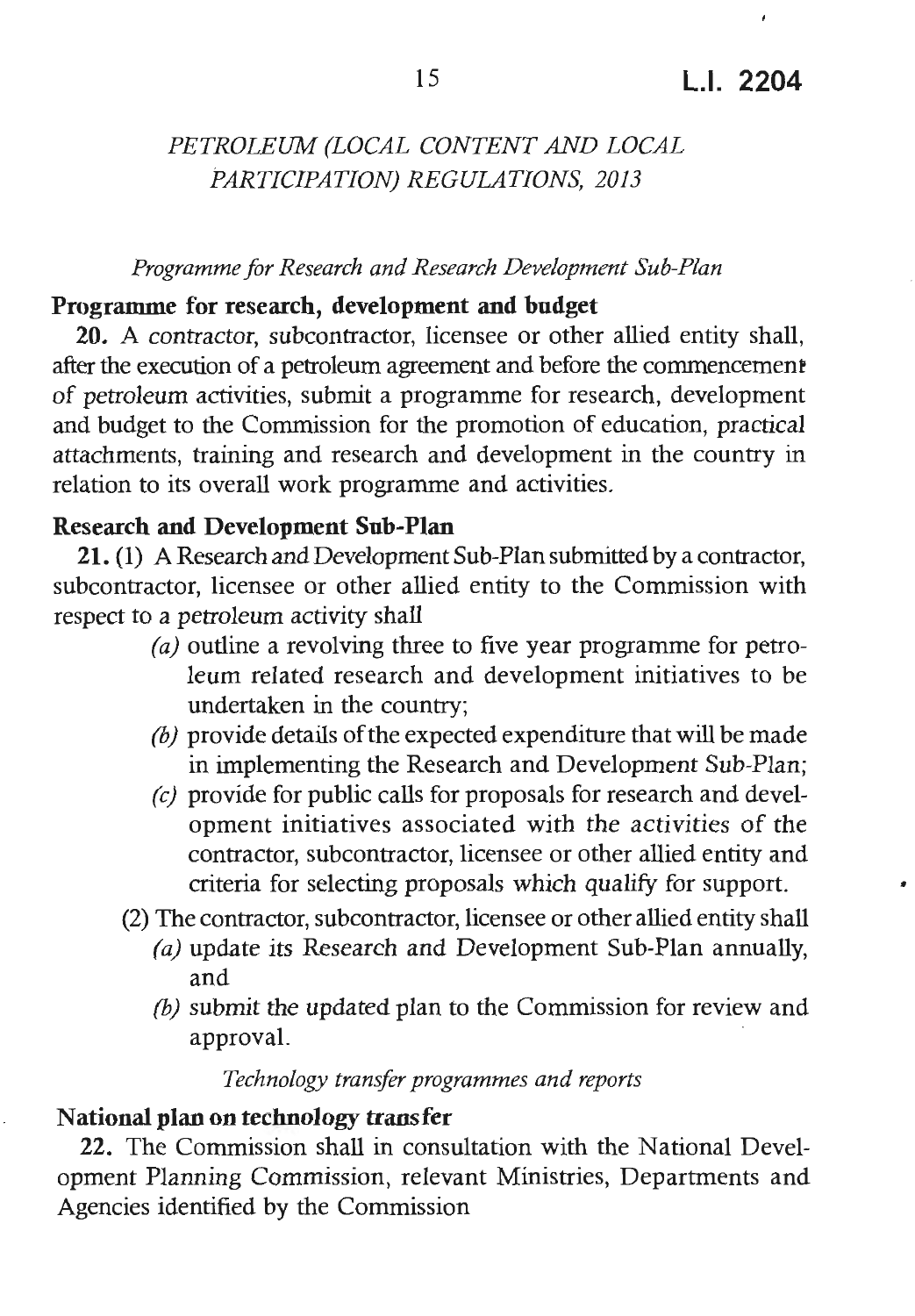*Programme for Research and Research Development Sub-Plan*

**Programme for research, development and budget**

**20.** A contractor, subcontractor, licensee or other allied entity shall, after the execution of a petroleum agreement and before the commencement of petroleum activities, submit a programme for research, development and budget to the Commission for the promotion of education, practical attachments, training and research and development in the country in relation to its overall work programme and activities.

**Research and Development Sub-Plan**

**21.** (1) A Research and Development Sub-Plan submitted by a contractor, subcontractor, licensee or other allied entity to the Commission with respect to a petroleum activity shall

*(a)* outline a revolving three to five year programme for petroleum related research and development initiatives to be undertaken in the country;

*(b)* provide details of the expected expenditure that will be made in implementing the Research and Development Sub-Plan;

*(c)* provide for public calls for proposals for research and development initiatives associated with the activities of the contractor, subcontractor, licensee or other allied entity and criteria for selecting proposals which qualify for support.

(2) The contractor, subcontractor, licensee or other allied entity shall

*(a)* update its Research and Development Sub-Plan annually, and

*(b)* submit the updated plan to the Commission for review and approval.

*Technology transfer programmes and reports*

**National plan on technology transfer**

**22.** The Commission shall in consultation with the National Development Planning Commission, relevant Ministries, Departments and Agencies identified by the Commission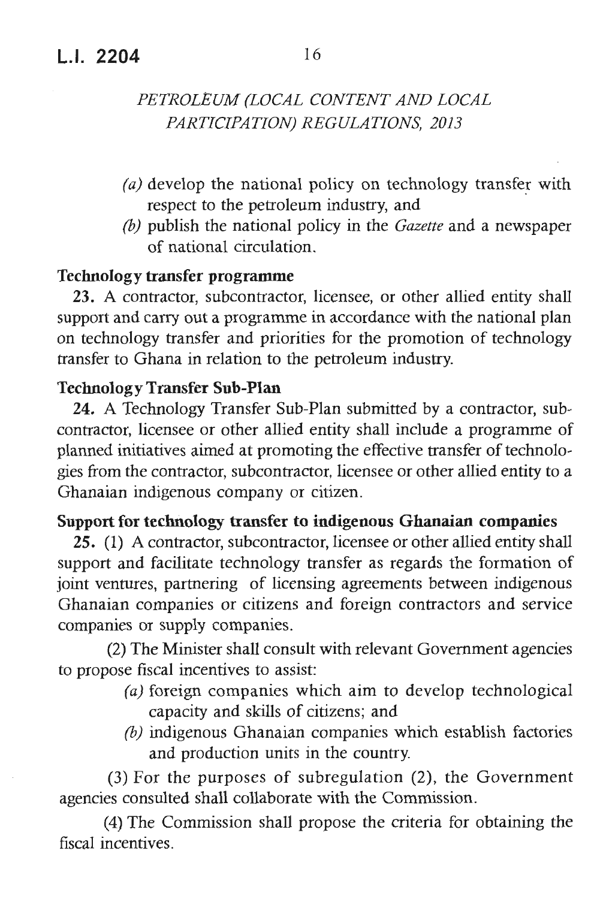(a) develop the national policy on technology transfer with respect to the petroleum industry, and

(b) publish the national policy in the *Gazette* and a newspaper of national circulation.

**Technology transfer programme**

**23.** A contractor, subcontractor, licensee, or other allied entity shall support and carry out a programme in accordance with the national plan on technology transfer and priorities for the promotion of technology transfer to Ghana in relation to the petroleum industry.

**Technology Transfer Sub-Plan**

**24.** A Technology Transfer Sub-Plan submitted by a contractor, subcontractor, licensee or other allied entity shall include a programme of planned initiatives aimed at promoting the effective transfer of technologies from the contractor, subcontractor, licensee or other allied entity to a Ghanaian indigenous company or citizen.

**Support for technology transfer to indigenous Ghanaian companies**

**25.** (1) A contractor, subcontractor, licensee or other allied entity shall support and facilitate technology transfer as regards the formation of joint ventures, partnering of licensing agreements between indigenous Ghanaian companies or citizens and foreign contractors and service companies or supply companies.

(2) The Minister shall consult with relevant Government agencies to propose fiscal incentives to assist:

(a) foreign companies which aim to develop technological capacity and skills of citizens; and

(b) indigenous Ghanaian companies which establish factories and production units in the country.

(3) For the purposes of subregulation (2), the Government agencies consulted shall collaborate with the Commission.

(4) The Commission shall propose the criteria for obtaining the fiscal incentives.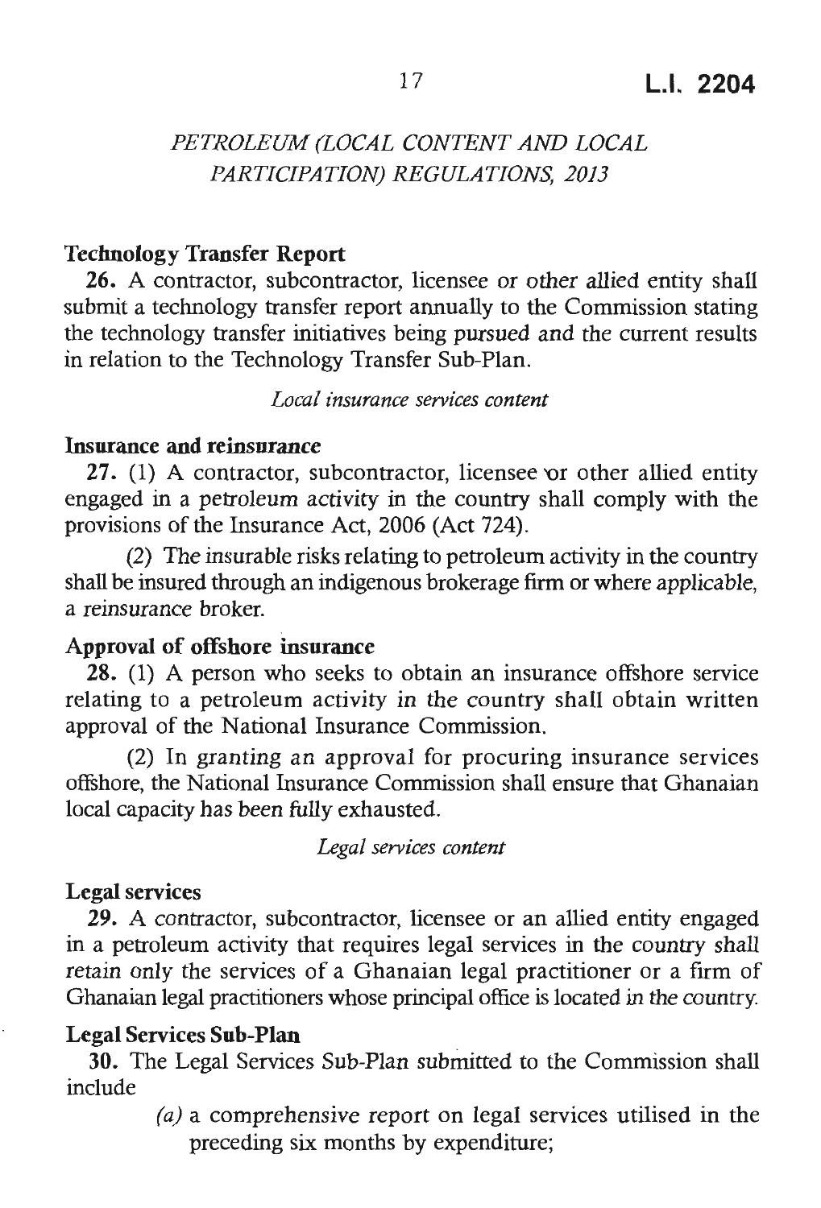*PETROLEUM (LOCAL CONTENT AND LOCAL PARTICIPATION) REGULATIONS, 2013*

**Technology Transfer Report**

**26.** A contractor, subcontractor, licensee or other allied entity shall submit a technology transfer report annually to the Commission stating the technology transfer initiatives being pursued and the current results in relation to the Technology Transfer Sub-Plan.

*Local insurance services content*

**Insurance and reinsurance**

**27.** (1) A contractor, subcontractor, licensee or other allied entity engaged in a petroleum activity in the country shall comply with the provisions of the Insurance Act, 2006 (Act 724).

(2) The insurable risks relating to petroleum activity in the country shall be insured through an indigenous brokerage firm or where applicable, a reinsurance broker.

**Approval of offshore insurance**

**28.** (1) A person who seeks to obtain an insurance offshore service relating to a petroleum activity in the country shall obtain written approval of the National Insurance Commission.

(2) In granting an approval for procuring insurance services offshore, the National Insurance Commission shall ensure that Ghanaian local capacity has been fully exhausted.

*Legal services content*

**Legal services**

**29.** A contractor, subcontractor, licensee or an allied entity engaged in a petroleum activity that requires legal services in the country shall retain only the services of a Ghanaian legal practitioner or a firm of Ghanaian legal practitioners whose principal office is located in the country.

**Legal Services Sub-Plan**

**30.** The Legal Services Sub-Plan submitted to the Commission shall include

*(a)* a comprehensive report on legal services utilised in the preceding six months by expenditure;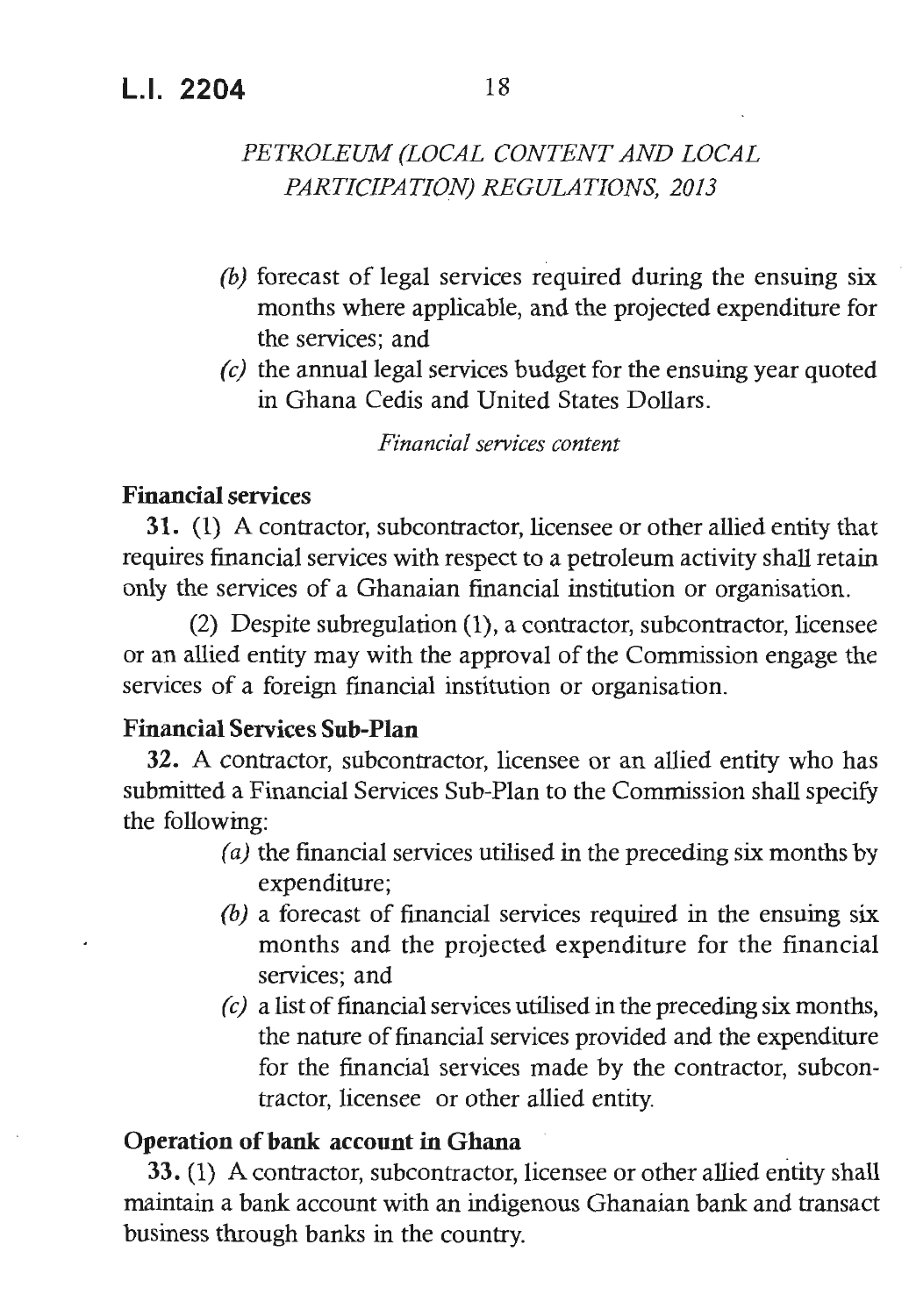(b) forecast of legal services required during the ensuing six months where applicable, and the projected expenditure for the services; and

(c) the annual legal services budget for the ensuing year quoted in Ghana Cedis and United States Dollars.

*Financial services content*

**Financial services**

**31.** (1) A contractor, subcontractor, licensee or other allied entity that requires financial services with respect to a petroleum activity shall retain only the services of a Ghanaian financial institution or organisation.

(2) Despite subregulation (1), a contractor, subcontractor, licensee or an allied entity may with the approval of the Commission engage the services of a foreign financial institution or organisation.

**Financial Services Sub-Plan**

**32.** A contractor, subcontractor, licensee or an allied entity who has submitted a Financial Services Sub-Plan to the Commission shall specify the following:

(a) the financial services utilised in the preceding six months by expenditure;

(b) a forecast of financial services required in the ensuing six months and the projected expenditure for the financial services; and

(c) a list of financial services utilised in the preceding six months, the nature of financial services provided and the expenditure for the financial services made by the contractor, subcontractor, licensee or other allied entity.

**Operation of bank account in Ghana**

**33.** (1) A contractor, subcontractor, licensee or other allied entity shall maintain a bank account with an indigenous Ghanaian bank and transact business through banks in the country.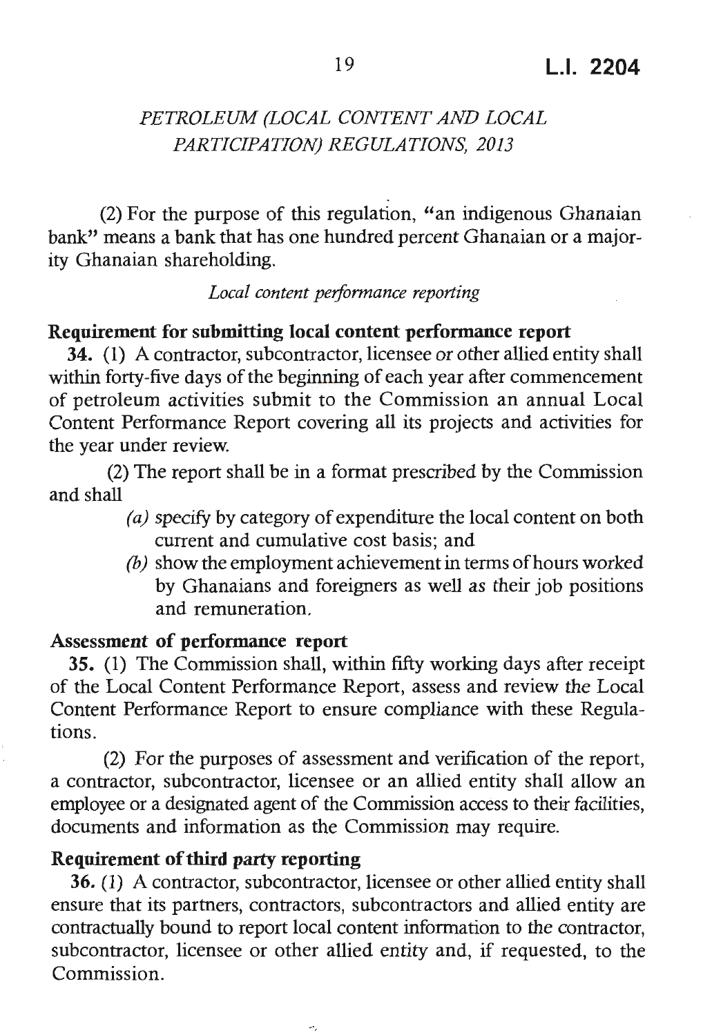(2) For the purpose of this regulation, "an indigenous Ghanaian bank" means a bank that has one hundred percent Ghanaian or a majority Ghanaian shareholding.

*Local content performance reporting*

**Requirement for submitting local content performance report**

**34.** (1) A contractor, subcontractor, licensee or other allied entity shall within forty-five days of the beginning of each year after commencement of petroleum activities submit to the Commission an annual Local Content Performance Report covering all its projects and activities for the year under review.

(2) The report shall be in a format prescribed by the Commission and shall

*(a)* specify by category of expenditure the local content on both current and cumulative cost basis; and

*(b)* show the employment achievement in terms of hours worked by Ghanaians and foreigners as well as their job positions and remuneration.

**Assessment of performance report**

**35.** (1) The Commission shall, within fifty working days after receipt of the Local Content Performance Report, assess and review the Local Content Performance Report to ensure compliance with these Regulations.

(2) For the purposes of assessment and verification of the report, a contractor, subcontractor, licensee or an allied entity shall allow an employee or a designated agent of the Commission access to their facilities, documents and information as the Commission may require.

**Requirement of third party reporting**

**36.** (1) A contractor, subcontractor, licensee or other allied entity shall ensure that its partners, contractors, subcontractors and allied entity are contractually bound to report local content information to the contractor, subcontractor, licensee or other allied entity and, if requested, to the Commission.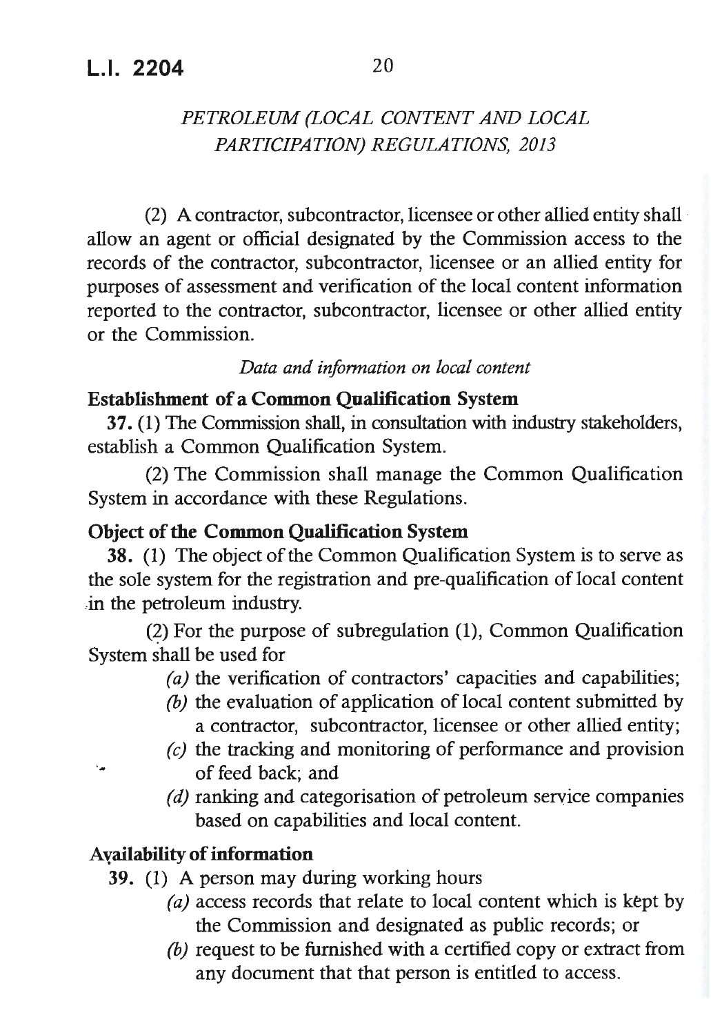(2) A contractor, subcontractor, licensee or other allied entity shall allow an agent or official designated by the Commission access to the records of the contractor, subcontractor, licensee or an allied entity for purposes of assessment and verification of the local content information reported to the contractor, subcontractor, licensee or other allied entity or the Commission.

*Data and information on local content*

**Establishment of a Common Qualification System**

**37.** (1) The Commission shall, in consultation with industry stakeholders, establish a Common Qualification System.

(2) The Commission shall manage the Common Qualification System in accordance with these Regulations.

**Object of the Common Qualification System**

**38.** (1) The object of the Common Qualification System is to serve as the sole system for the registration and pre-qualification of local content in the petroleum industry.

(2) For the purpose of subregulation (1), Common Qualification System shall be used for

- *(a)* the verification of contractors' capacities and capabilities;
- *(b)* the evaluation of application of local content submitted by a contractor, subcontractor, licensee or other allied entity;
- *(c)* the tracking and monitoring of performance and provision of feed back; and
- *(d)* ranking and categorisation of petroleum service companies based on capabilities and local content.

**Availability of information**

**39.** (1) A person may during working hours

- *(a)* access records that relate to local content which is kept by the Commission and designated as public records; or
- *(b)* request to be furnished with a certified copy or extract from any document that that person is entitled to access.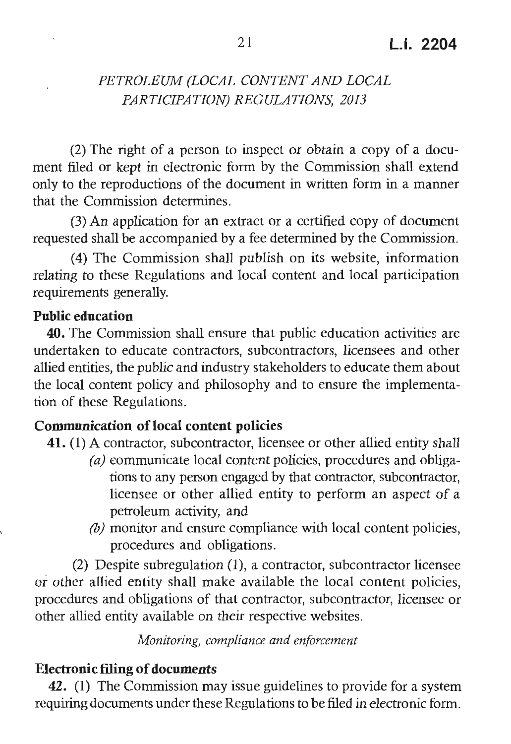(2) The right of a person to inspect or obtain a copy of a document filed or kept in electronic form by the Commission shall extend only to the reproductions of the document in written form in a manner that the Commission determines.

(3) An application for an extract or a certified copy of document requested shall be accompanied by a fee determined by the Commission.

(4) The Commission shall publish on its website, information relating to these Regulations and local content and local participation requirements generally.

**Public education**

**40.** The Commission shall ensure that public education activities are undertaken to educate contractors, subcontractors, licensees and other allied entities, the public and industry stakeholders to educate them about the local content policy and philosophy and to ensure the implementation of these Regulations.

**Communication of local content policies**

**41.** (1) A contractor, subcontractor, licensee or other allied entity shall

*(a)* communicate local content policies, procedures and obligations to any person engaged by that contractor, subcontractor, licensee or other allied entity to perform an aspect of a petroleum activity, and

*(b)* monitor and ensure compliance with local content policies, procedures and obligations.

(2) Despite subregulation (1), a contractor, subcontractor licensee or other allied entity shall make available the local content policies, procedures and obligations of that contractor, subcontractor, licensee or other allied entity available on their respective websites.

*Monitoring, compliance and enforcement*

**Electronic filing of documents**

**42.** (1) The Commission may issue guidelines to provide for a system requiring documents under these Regulations to be filed in electronic form.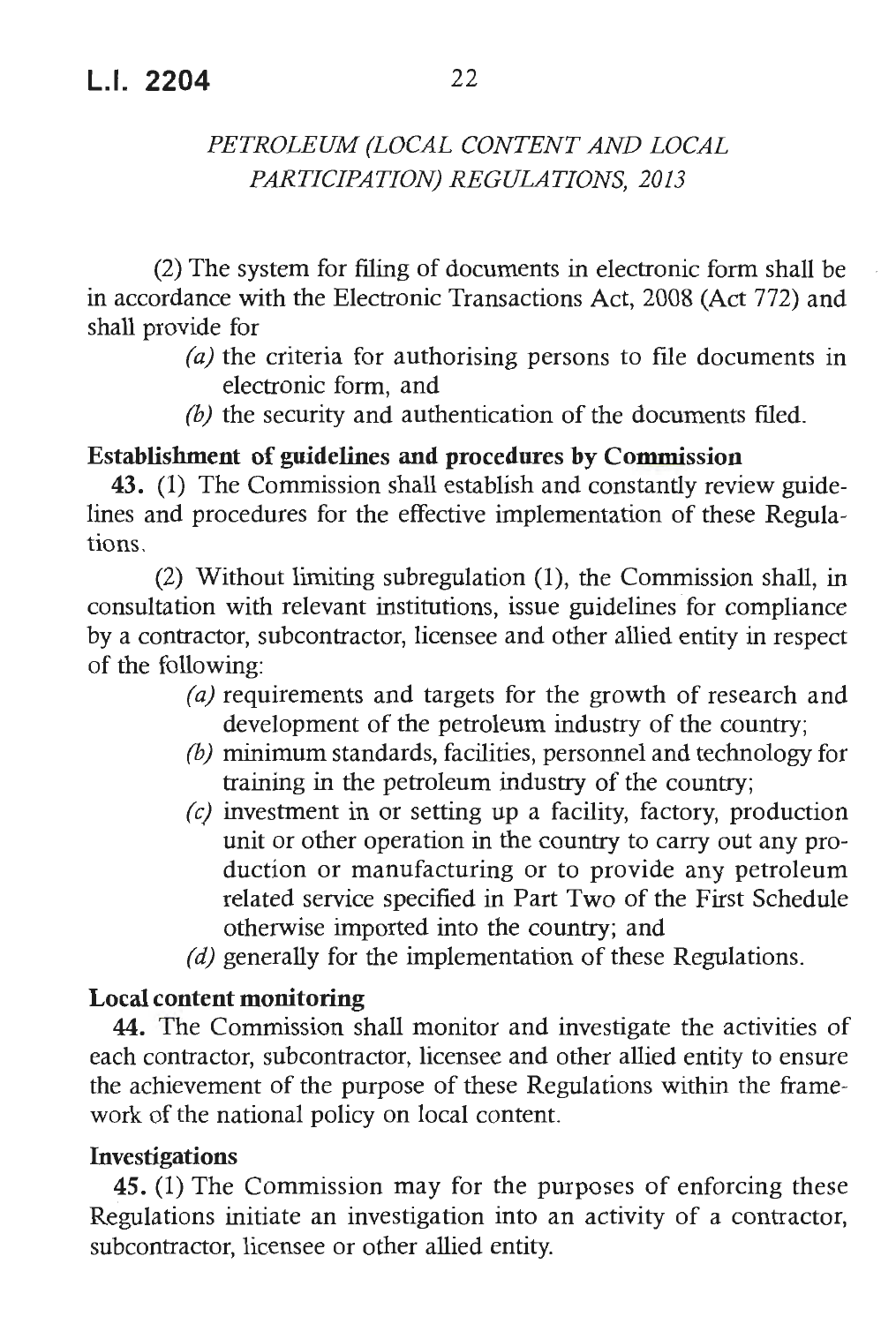(2) The system for filing of documents in electronic form shall be in accordance with the Electronic Transactions Act, 2008 (Act 772) and shall provide for

*(a)* the criteria for authorising persons to file documents in electronic form, and

*(b)* the security and authentication of the documents filed.

**Establishment of guidelines and procedures by Commission**

**43.** (1) The Commission shall establish and constantly review guidelines and procedures for the effective implementation of these Regulations.

(2) Without limiting subregulation (1), the Commission shall, in consultation with relevant institutions, issue guidelines for compliance by a contractor, subcontractor, licensee and other allied entity in respect of the following:

*(a)* requirements and targets for the growth of research and development of the petroleum industry of the country;

*(b)* minimum standards, facilities, personnel and technology for training in the petroleum industry of the country;

*(c)* investment in or setting up a facility, factory, production unit or other operation in the country to carry out any production or manufacturing or to provide any petroleum related service specified in Part Two of the First Schedule otherwise imported into the country; and

*(d)* generally for the implementation of these Regulations.

**Local content monitoring**

**44.** The Commission shall monitor and investigate the activities of each contractor, subcontractor, licensee and other allied entity to ensure the achievement of the purpose of these Regulations within the framework of the national policy on local content.

**Investigations**

**45.** (1) The Commission may for the purposes of enforcing these Regulations initiate an investigation into an activity of a contractor, subcontractor, licensee or other allied entity.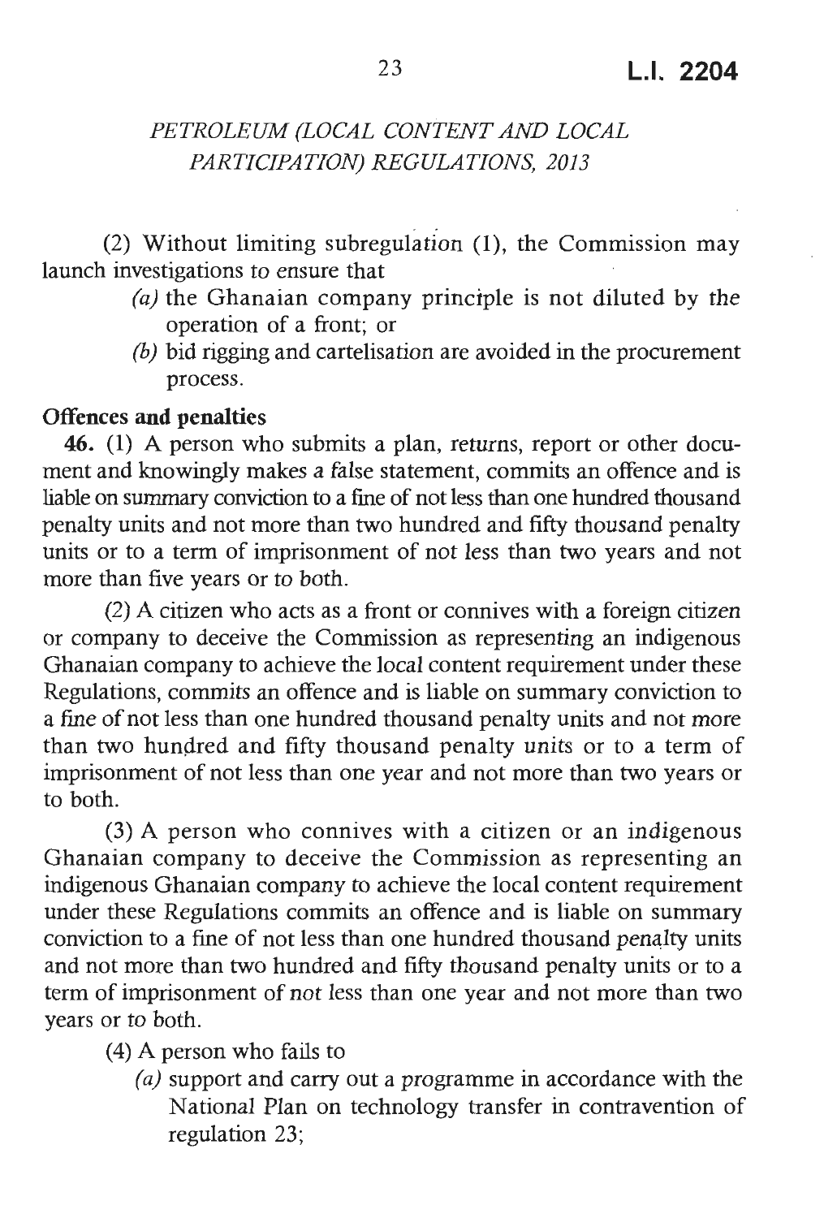(2) Without limiting subregulation (1), the Commission may launch investigations to ensure that

- *(a)* the Ghanaian company principle is not diluted by the operation of a front; or
- *(b)* bid rigging and cartelisation are avoided in the procurement process.

**Offences and penalties**

**46.** (1) A person who submits a plan, returns, report or other document and knowingly makes a false statement, commits an offence and is liable on summary conviction to a fine of not less than one hundred thousand penalty units and not more than two hundred and fifty thousand penalty units or to a term of imprisonment of not less than two years and not more than five years or to both.

(2) A citizen who acts as a front or connives with a foreign citizen or company to deceive the Commission as representing an indigenous Ghanaian company to achieve the local content requirement under these Regulations, commits an offence and is liable on summary conviction to a fine of not less than one hundred thousand penalty units and not more than two hundred and fifty thousand penalty units or to a term of imprisonment of not less than one year and not more than two years or to both.

(3) A person who connives with a citizen or an indigenous Ghanaian company to deceive the Commission as representing an indigenous Ghanaian company to achieve the local content requirement under these Regulations commits an offence and is liable on summary conviction to a fine of not less than one hundred thousand penalty units and not more than two hundred and fifty thousand penalty units or to a term of imprisonment of not less than one year and not more than two years or to both.

(4) A person who fails to

- *(a)* support and carry out a programme in accordance with the National Plan on technology transfer in contravention of regulation 23;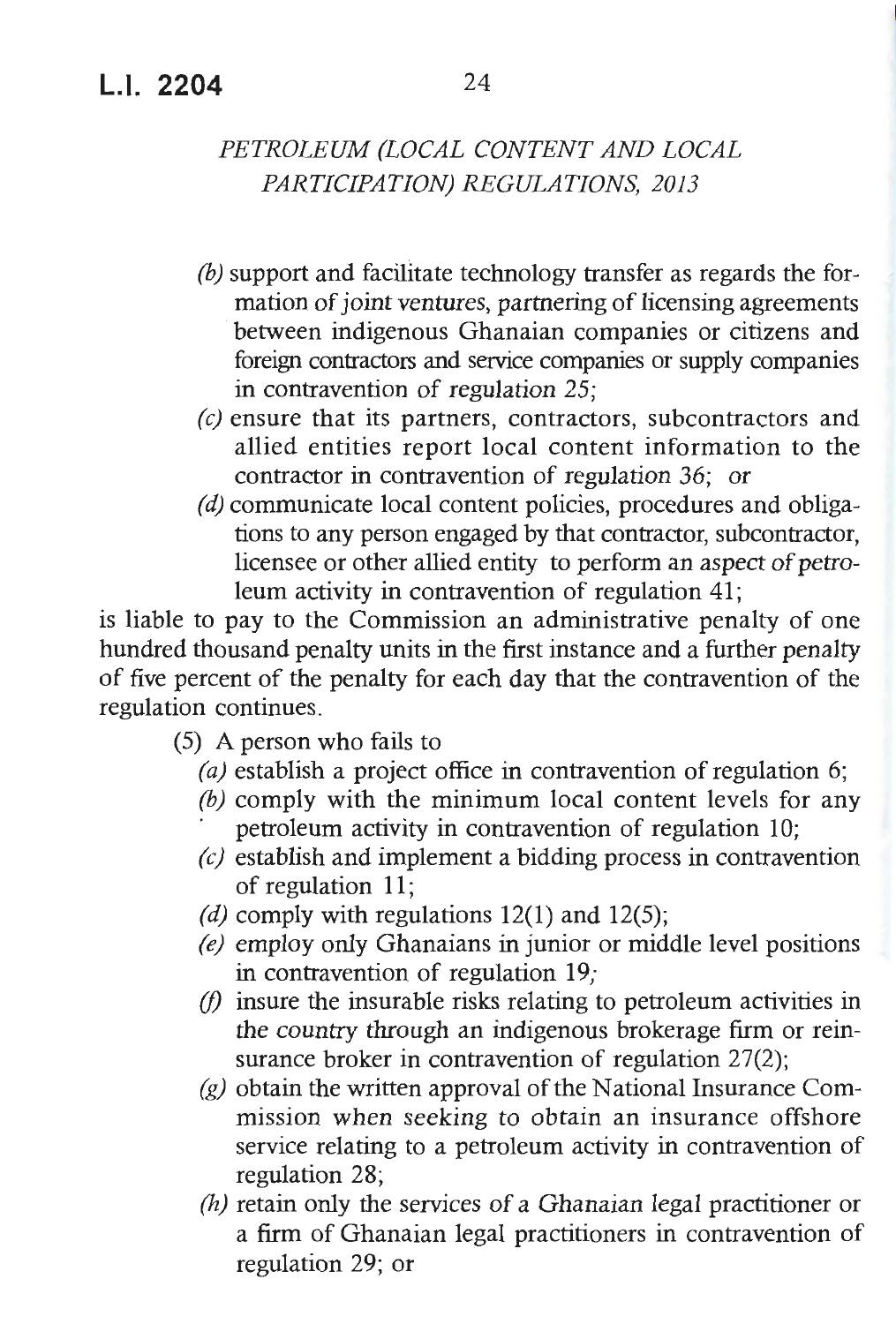(b) support and facilitate technology transfer as regards the formation of joint ventures, partnering of licensing agreements between indigenous Ghanaian companies or citizens and foreign contractors and service companies or supply companies in contravention of regulation 25;

(c) ensure that its partners, contractors, subcontractors and allied entities report local content information to the contractor in contravention of regulation 36; or

(d) communicate local content policies, procedures and obligations to any person engaged by that contractor, subcontractor, licensee or other allied entity to perform an aspect of petroleum activity in contravention of regulation 41;

is liable to pay to the Commission an administrative penalty of one hundred thousand penalty units in the first instance and a further penalty of five percent of the penalty for each day that the contravention of the regulation continues.

(5) A person who fails to

(a) establish a project office in contravention of regulation 6;

(b) comply with the minimum local content levels for any petroleum activity in contravention of regulation 10;

(c) establish and implement a bidding process in contravention of regulation 11;

(d) comply with regulations 12(1) and 12(5);

(e) employ only Ghanaians in junior or middle level positions in contravention of regulation 19;

(f) insure the insurable risks relating to petroleum activities in the country through an indigenous brokerage firm or reinsurance broker in contravention of regulation 27(2);

(g) obtain the written approval of the National Insurance Commission when seeking to obtain an insurance offshore service relating to a petroleum activity in contravention of regulation 28;

(h) retain only the services of a Ghanaian legal practitioner or a firm of Ghanaian legal practitioners in contravention of regulation 29; or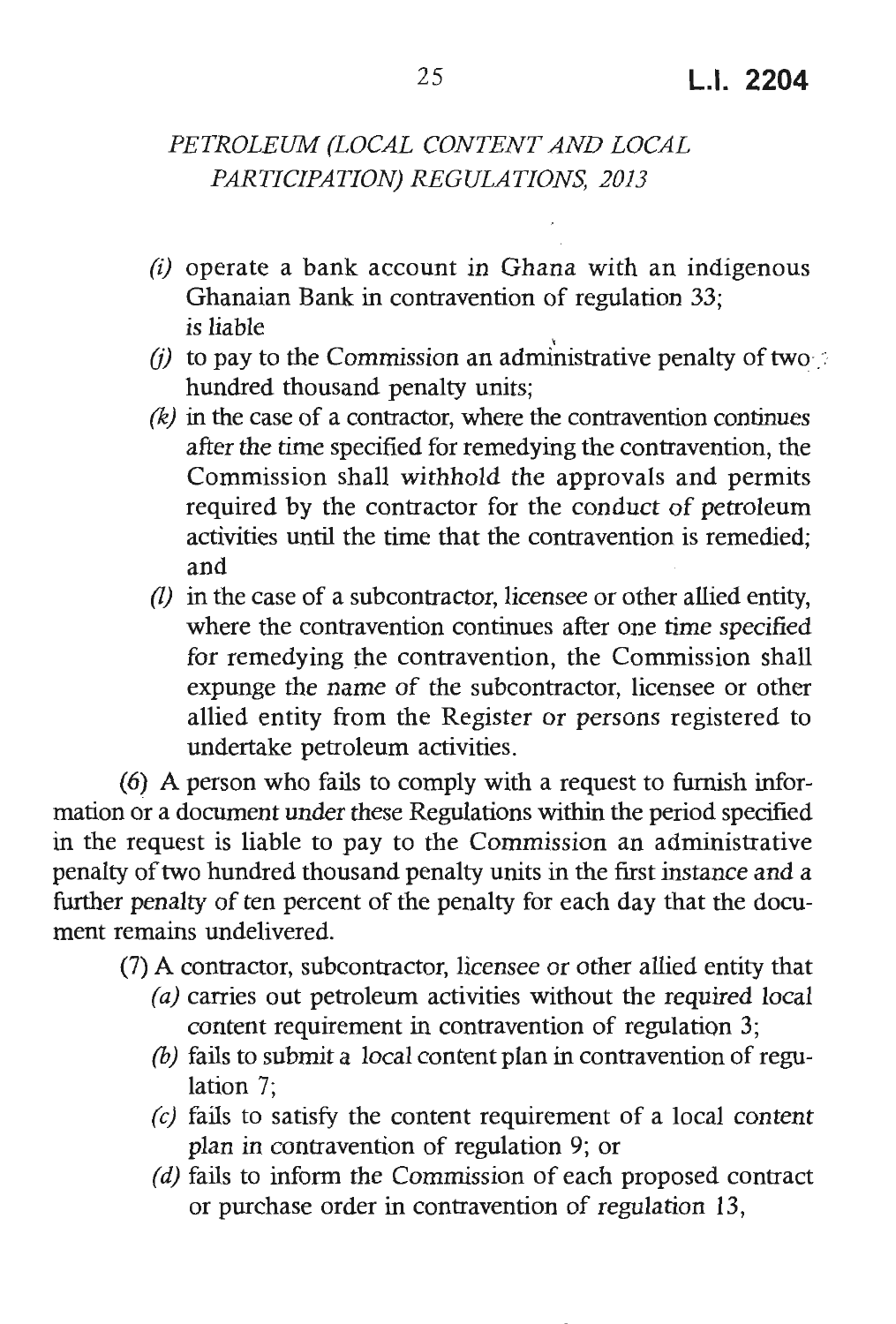*(i)* operate a bank account in Ghana with an indigenous Ghanaian Bank in contravention of regulation 33;
is liable

*(j)* to pay to the Commission an administrative penalty of two hundred thousand penalty units;

*(k)* in the case of a contractor, where the contravention continues after the time specified for remedying the contravention, the Commission shall withhold the approvals and permits required by the contractor for the conduct of petroleum activities until the time that the contravention is remedied; and

*(l)* in the case of a subcontractor, licensee or other allied entity, where the contravention continues after one time specified for remedying the contravention, the Commission shall expunge the name of the subcontractor, licensee or other allied entity from the Register or persons registered to undertake petroleum activities.

(6) A person who fails to comply with a request to furnish information or a document under these Regulations within the period specified in the request is liable to pay to the Commission an administrative penalty of two hundred thousand penalty units in the first instance and a further penalty of ten percent of the penalty for each day that the document remains undelivered.

(7) A contractor, subcontractor, licensee or other allied entity that

*(a)* carries out petroleum activities without the required local content requirement in contravention of regulation 3;

*(b)* fails to submit a local content plan in contravention of regulation 7;

*(c)* fails to satisfy the content requirement of a local content plan in contravention of regulation 9; or

*(d)* fails to inform the Commission of each proposed contract or purchase order in contravention of regulation 13,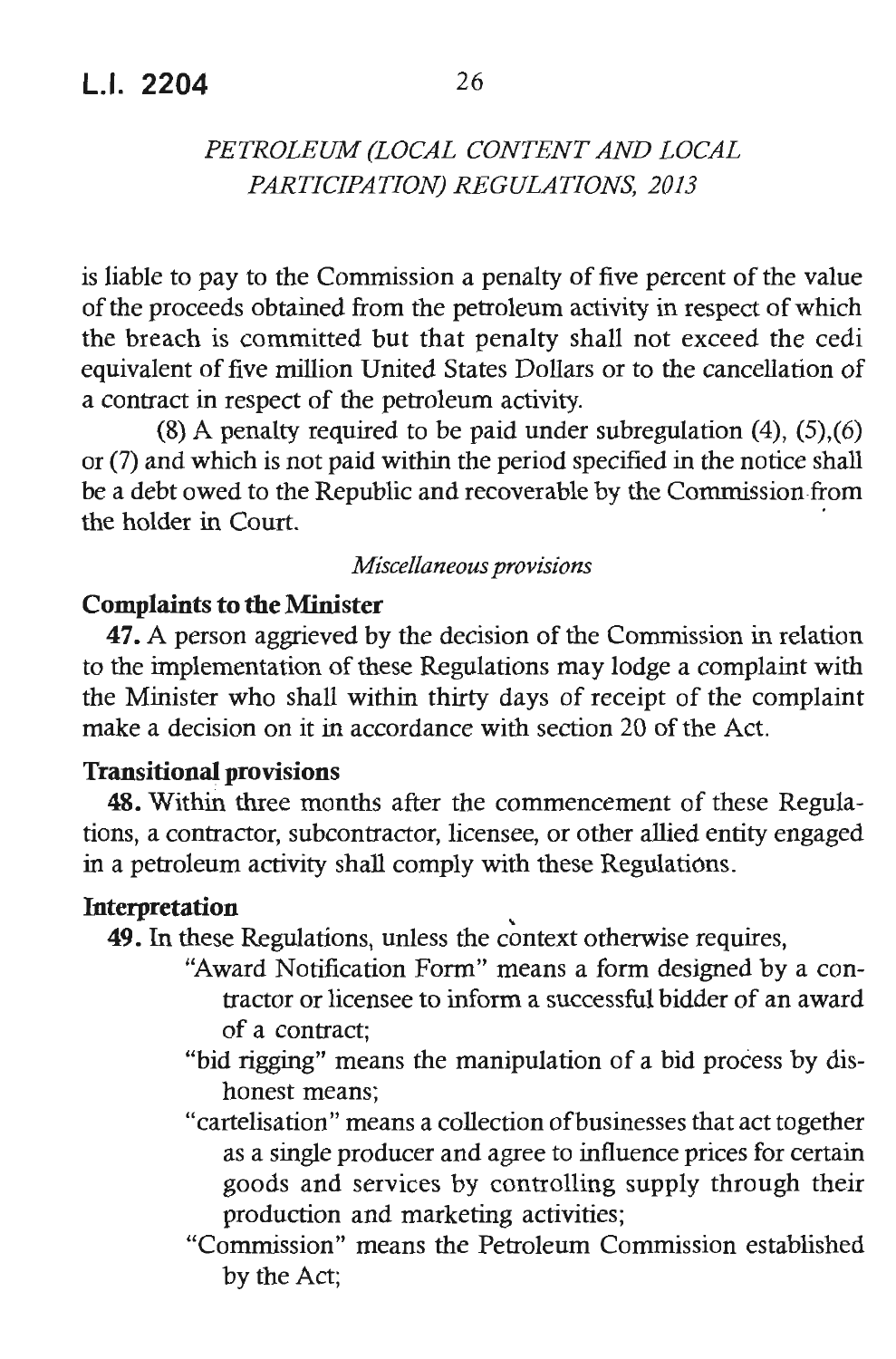is liable to pay to the Commission a penalty of five percent of the value of the proceeds obtained from the petroleum activity in respect of which the breach is committed but that penalty shall not exceed the cedi equivalent of five million United States Dollars or to the cancellation of a contract in respect of the petroleum activity.

(8) A penalty required to be paid under subregulation (4), (5),(6) or (7) and which is not paid within the period specified in the notice shall be a debt owed to the Republic and recoverable by the Commission from the holder in Court.

*Miscellaneous provisions*

**Complaints to the Minister**

**47.** A person aggrieved by the decision of the Commission in relation to the implementation of these Regulations may lodge a complaint with the Minister who shall within thirty days of receipt of the complaint make a decision on it in accordance with section 20 of the Act.

**Transitional provisions**

**48.** Within three months after the commencement of these Regulations, a contractor, subcontractor, licensee, or other allied entity engaged in a petroleum activity shall comply with these Regulations.

**Interpretation**

**49.** In these Regulations, unless the context otherwise requires,

"Award Notification Form" means a form designed by a contractor or licensee to inform a successful bidder of an award of a contract;

"bid rigging" means the manipulation of a bid process by dishonest means;

"cartelisation" means a collection of businesses that act together as a single producer and agree to influence prices for certain goods and services by controlling supply through their production and marketing activities;

"Commission" means the Petroleum Commission established by the Act;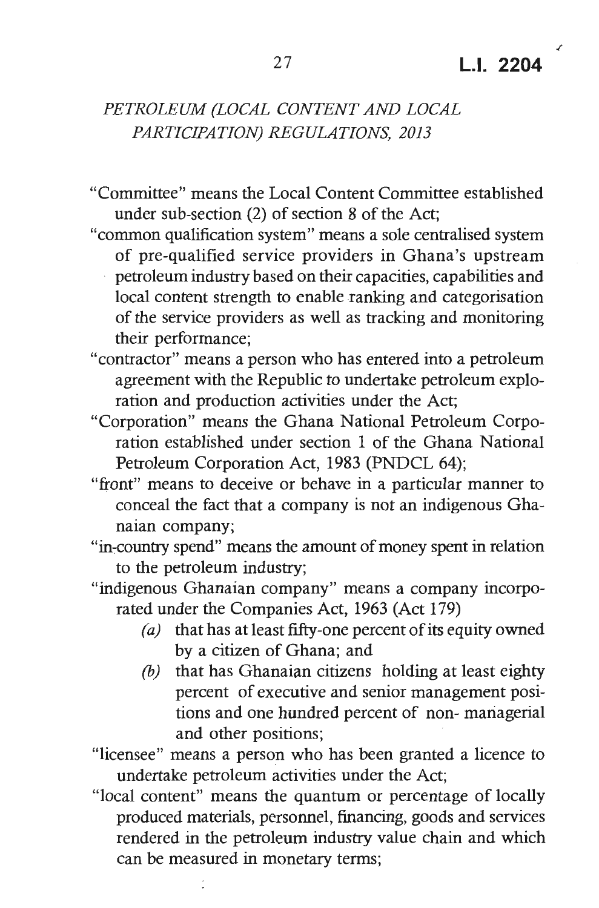*PETROLEUM (LOCAL CONTENT AND LOCAL PARTICIPATION) REGULATIONS, 2013*

"Committee" means the Local Content Committee established under sub-section (2) of section 8 of the Act;

"common qualification system" means a sole centralised system of pre-qualified service providers in Ghana's upstream petroleum industry based on their capacities, capabilities and local content strength to enable ranking and categorisation of the service providers as well as tracking and monitoring their performance;

"contractor" means a person who has entered into a petroleum agreement with the Republic to undertake petroleum exploration and production activities under the Act;

"Corporation" means the Ghana National Petroleum Corporation established under section 1 of the Ghana National Petroleum Corporation Act, 1983 (PNDCL 64);

"front" means to deceive or behave in a particular manner to conceal the fact that a company is not an indigenous Ghanaian company;

"in-country spend" means the amount of money spent in relation to the petroleum industry;

"indigenous Ghanaian company" means a company incorporated under the Companies Act, 1963 (Act 179)

- *(a)* that has at least fifty-one percent of its equity owned by a citizen of Ghana; and
- *(b)* that has Ghanaian citizens holding at least eighty percent of executive and senior management positions and one hundred percent of non- managerial and other positions;

"licensee" means a person who has been granted a licence to undertake petroleum activities under the Act;

"local content" means the quantum or percentage of locally produced materials, personnel, financing, goods and services rendered in the petroleum industry value chain and which can be measured in monetary terms;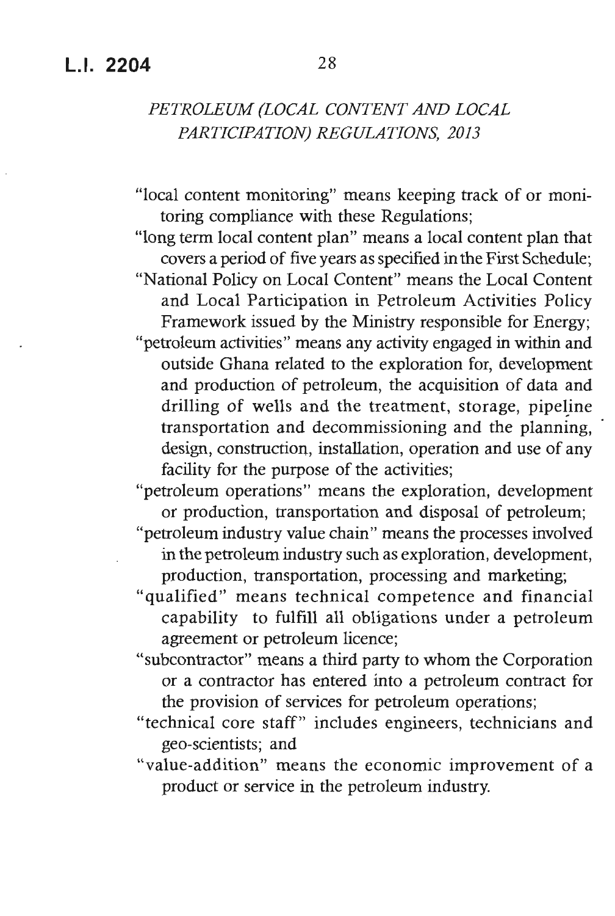"local content monitoring" means keeping track of or monitoring compliance with these Regulations;

"long term local content plan" means a local content plan that covers a period of five years as specified in the First Schedule;

"National Policy on Local Content" means the Local Content and Local Participation in Petroleum Activities Policy Framework issued by the Ministry responsible for Energy;

"petroleum activities" means any activity engaged in within and outside Ghana related to the exploration for, development and production of petroleum, the acquisition of data and drilling of wells and the treatment, storage, pipeline transportation and decommissioning and the planning, design, construction, installation, operation and use of any facility for the purpose of the activities;

"petroleum operations" means the exploration, development or production, transportation and disposal of petroleum;

"petroleum industry value chain" means the processes involved in the petroleum industry such as exploration, development, production, transportation, processing and marketing;

"qualified" means technical competence and financial capability to fulfill all obligations under a petroleum agreement or petroleum licence;

"subcontractor" means a third party to whom the Corporation or a contractor has entered into a petroleum contract for the provision of services for petroleum operations;

"technical core staff" includes engineers, technicians and geo-scientists; and

"value-addition" means the economic improvement of a product or service in the petroleum industry.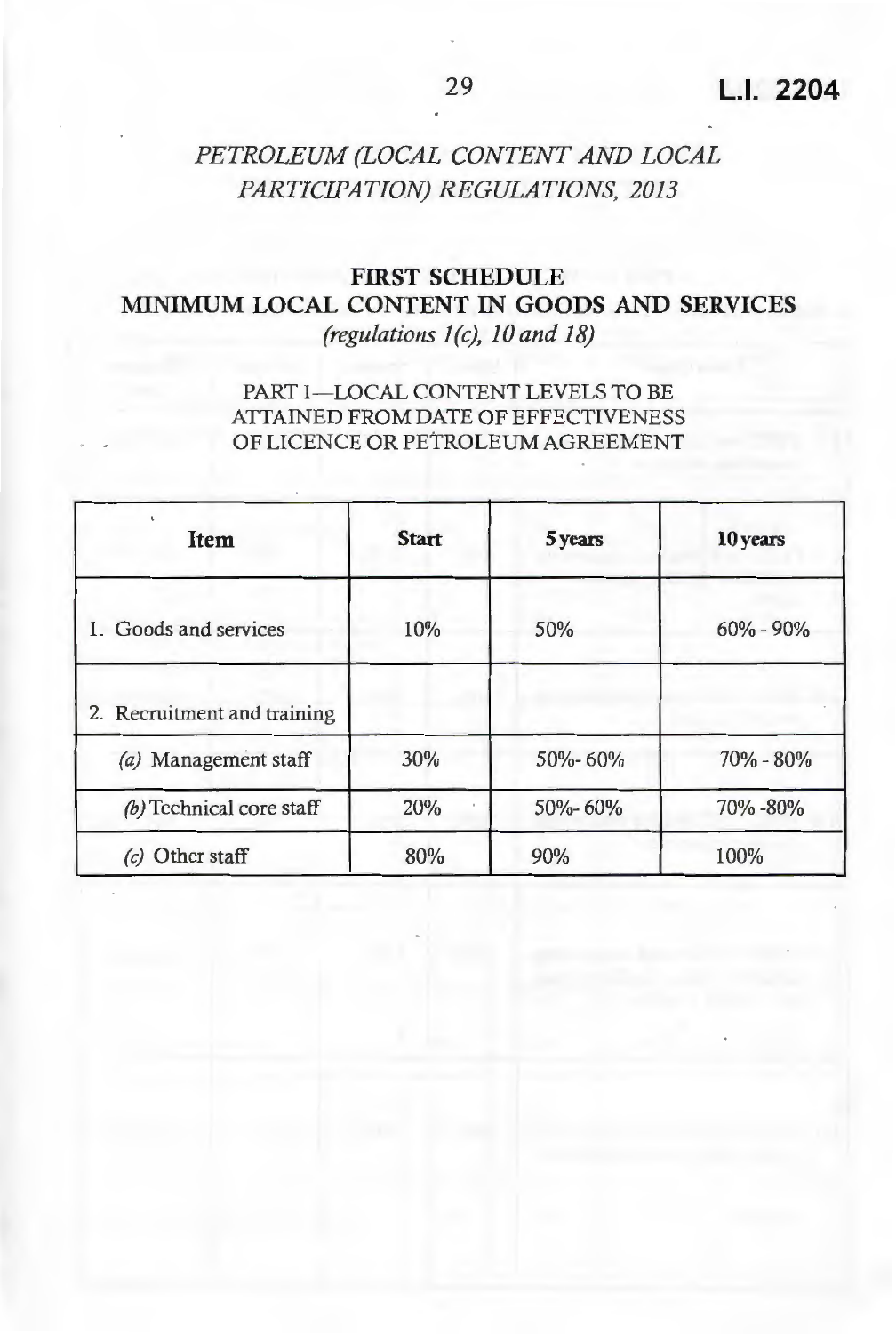# PETROLEUM (LOCAL CONTENT AND LOCAL PARTICIPATION) REGULATIONS, 2013

## FIRST SCHEDULE

## MINIMUM LOCAL CONTENT IN GOODS AND SERVICES

*(regulations 1(c), 10 and 18)*

### PART 1—LOCAL CONTENT LEVELS TO BE ATTAINED FROM DATE OF EFFECTIVENESS OF LICENCE OR PETROLEUM AGREEMENT

| Item | Start | 5 years | 10 years |
|---|---|---|---|
| 1. Goods and services | 10% | 50% | 60% - 90% |
| 2. Recruitment and training | | | |
| *(a)* Management staff | 30% | 50%- 60% | 70% - 80% |
| *(b)* Technical core staff | 20% | 50%- 60% | 70% -80% |
| *(c)* Other staff | 80% | 90% | 100% |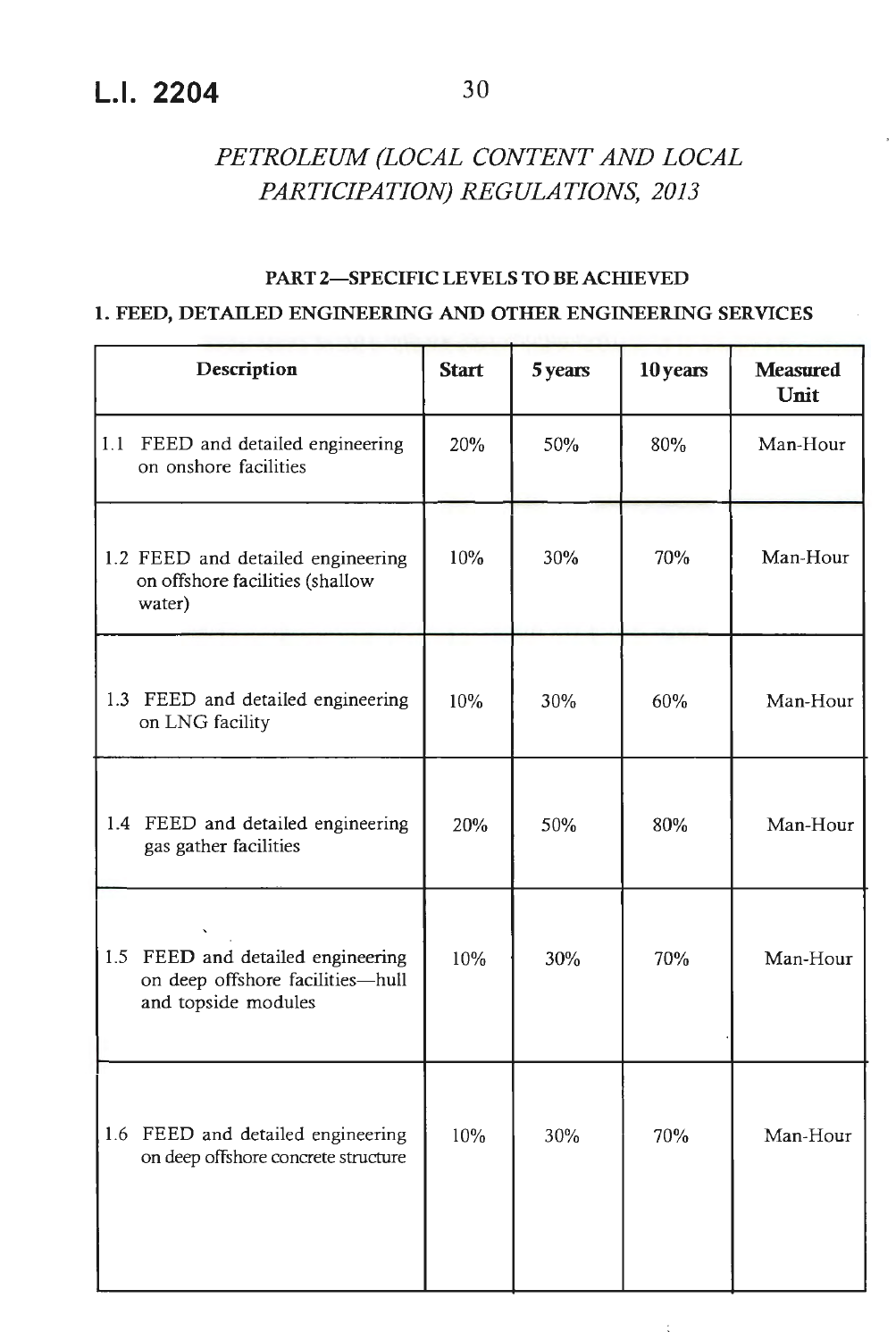# PETROLEUM (LOCAL CONTENT AND LOCAL PARTICIPATION) REGULATIONS, 2013

## PART 2—SPECIFIC LEVELS TO BE ACHIEVED

### 1. FEED, DETAILED ENGINEERING AND OTHER ENGINEERING SERVICES

| Description | Start | 5 years | 10 years | Measured Unit |
|---|---|---|---|---|
| 1.1 FEED and detailed engineering on onshore facilities | 20% | 50% | 80% | Man-Hour |
| 1.2 FEED and detailed engineering on offshore facilities (shallow water) | 10% | 30% | 70% | Man-Hour |
| 1.3 FEED and detailed engineering on LNG facility | 10% | 30% | 60% | Man-Hour |
| 1.4 FEED and detailed engineering gas gather facilities | 20% | 50% | 80% | Man-Hour |
| 1.5 FEED and detailed engineering on deep offshore facilities—hull and topside modules | 10% | 30% | 70% | Man-Hour |
| 1.6 FEED and detailed engineering on deep offshore concrete structure | 10% | 30% | 70% | Man-Hour |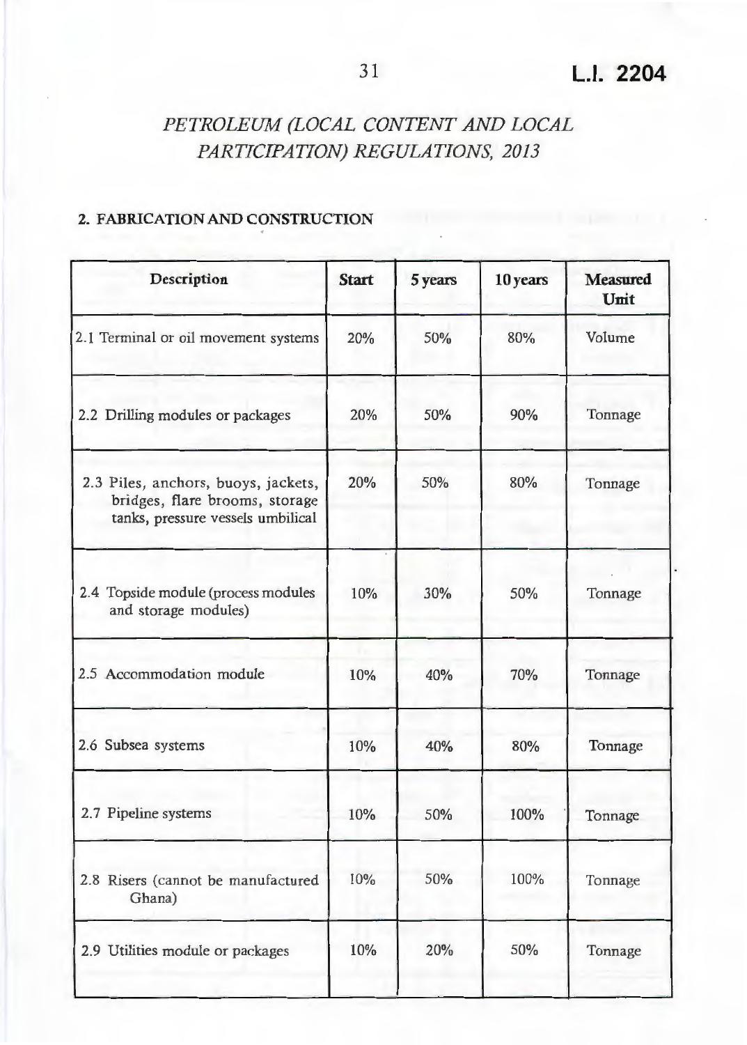## PETROLEUM (LOCAL CONTENT AND LOCAL PARTICIPATION) REGULATIONS, 2013

### 2. FABRICATION AND CONSTRUCTION

| Description | Start | 5 years | 10 years | Measured Unit |
|---|---|---|---|---|
| 2.1 Terminal or oil movement systems | 20% | 50% | 80% | Volume |
| 2.2 Drilling modules or packages | 20% | 50% | 90% | Tonnage |
| 2.3 Piles, anchors, buoys, jackets, bridges, flare brooms, storage tanks, pressure vessels umbilical | 20% | 50% | 80% | Tonnage |
| 2.4 Topside module (process modules and storage modules) | 10% | 30% | 50% | Tonnage |
| 2.5 Accommodation module | 10% | 40% | 70% | Tonnage |
| 2.6 Subsea systems | 10% | 40% | 80% | Tonnage |
| 2.7 Pipeline systems | 10% | 50% | 100% | Tonnage |
| 2.8 Risers (cannot be manufactured Ghana) | 10% | 50% | 100% | Tonnage |
| 2.9 Utilities module or packages | 10% | 20% | 50% | Tonnage |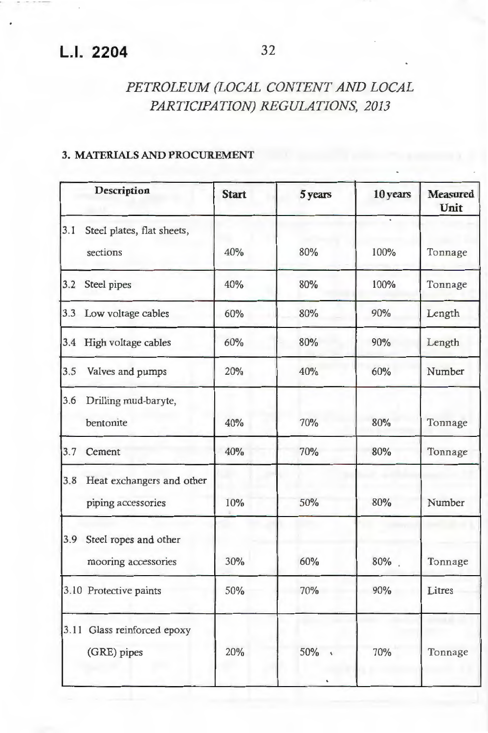*PETROLEUM (LOCAL CONTENT AND LOCAL PARTICIPATION) REGULATIONS, 2013*

**3. MATERIALS AND PROCUREMENT**

| Description | Start | 5 years | 10 years | Measured Unit |
|---|---|---|---|---|
| 3.1 Steel plates, flat sheets, sections | 40% | 80% | 100% | Tonnage |
| 3.2 Steel pipes | 40% | 80% | 100% | Tonnage |
| 3.3 Low voltage cables | 60% | 80% | 90% | Length |
| 3.4 High voltage cables | 60% | 80% | 90% | Length |
| 3.5 Valves and pumps | 20% | 40% | 60% | Number |
| 3.6 Drilling mud-baryte, bentonite | 40% | 70% | 80% | Tonnage |
| 3.7 Cement | 40% | 70% | 80% | Tonnage |
| 3.8 Heat exchangers and other piping accessories | 10% | 50% | 80% | Number |
| 3.9 Steel ropes and other mooring accessories | 30% | 60% | 80% | Tonnage |
| 3.10 Protective paints | 50% | 70% | 90% | Litres |
| 3.11 Glass reinforced epoxy (GRE) pipes | 20% | 50% | 70% | Tonnage |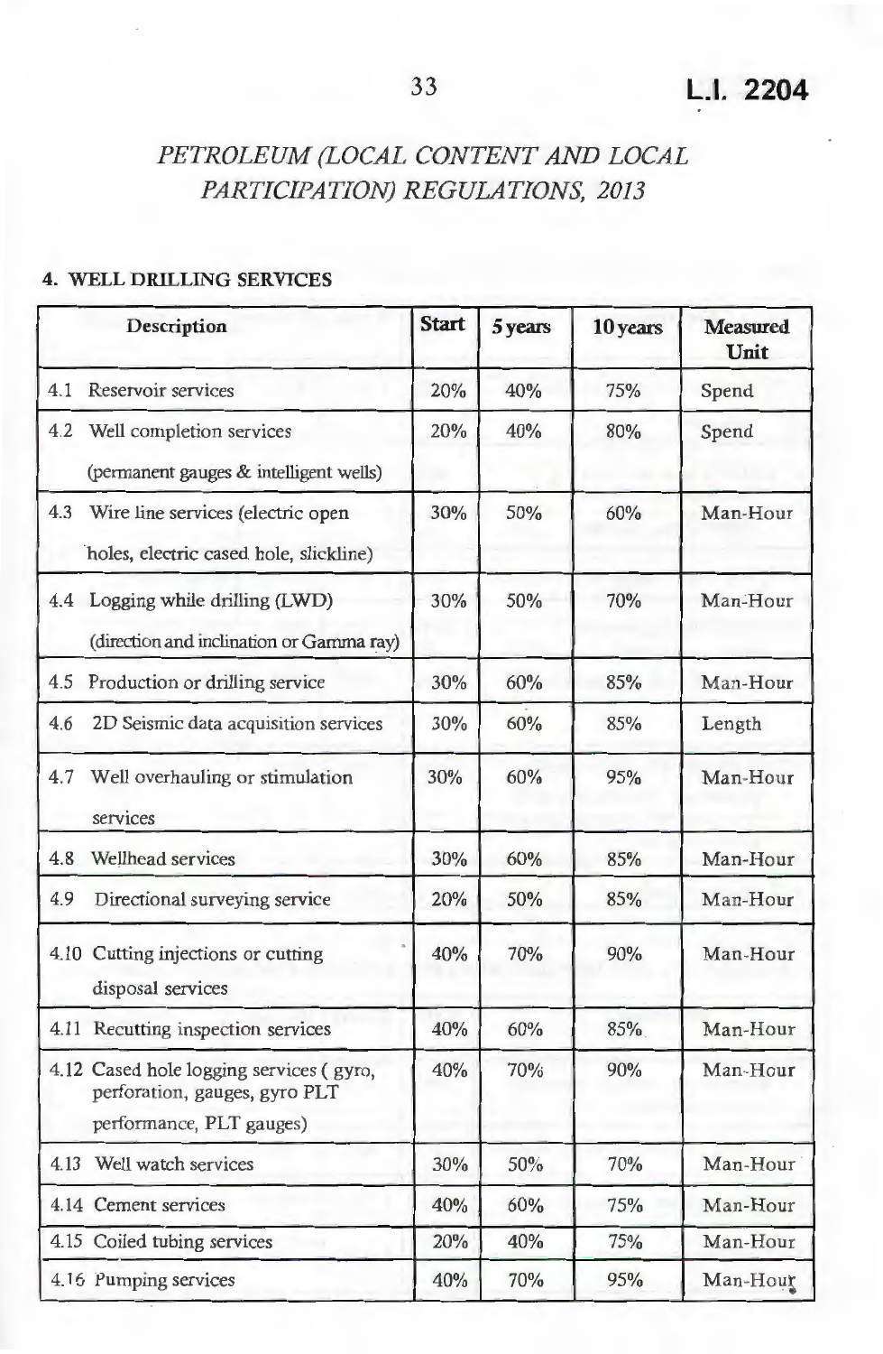*PETROLEUM (LOCAL CONTENT AND LOCAL PARTICIPATION) REGULATIONS, 2013*

**4. WELL DRILLING SERVICES**

| Description | Start | 5 years | 10 years | Measured Unit |
|---|---|---|---|---|
| 4.1 Reservoir services | 20% | 40% | 75% | Spend |
| 4.2 Well completion services (permanent gauges & intelligent wells) | 20% | 40% | 80% | Spend |
| 4.3 Wire line services (electric open holes, electric cased hole, slickline) | 30% | 50% | 60% | Man-Hour |
| 4.4 Logging while drilling (LWD) (direction and inclination or Gamma ray) | 30% | 50% | 70% | Man-Hour |
| 4.5 Production or drilling service | 30% | 60% | 85% | Man-Hour |
| 4.6 2D Seismic data acquisition services | 30% | 60% | 85% | Length |
| 4.7 Well overhauling or stimulation services | 30% | 60% | 95% | Man-Hour |
| 4.8 Wellhead services | 30% | 60% | 85% | Man-Hour |
| 4.9 Directional surveying service | 20% | 50% | 85% | Man-Hour |
| 4.10 Cutting injections or cutting disposal services | 40% | 70% | 90% | Man-Hour |
| 4.11 Recutting inspection services | 40% | 60% | 85% | Man-Hour |
| 4.12 Cased hole logging services ( gyro, perforation, gauges, gyro PLT performance, PLT gauges) | 40% | 70% | 90% | Man-Hour |
| 4.13 Well watch services | 30% | 50% | 70% | Man-Hour |
| 4.14 Cement services | 40% | 60% | 75% | Man-Hour |
| 4.15 Coiled tubing services | 20% | 40% | 75% | Man-Hour |
| 4.16 Pumping services | 40% | 70% | 95% | Man-Hour |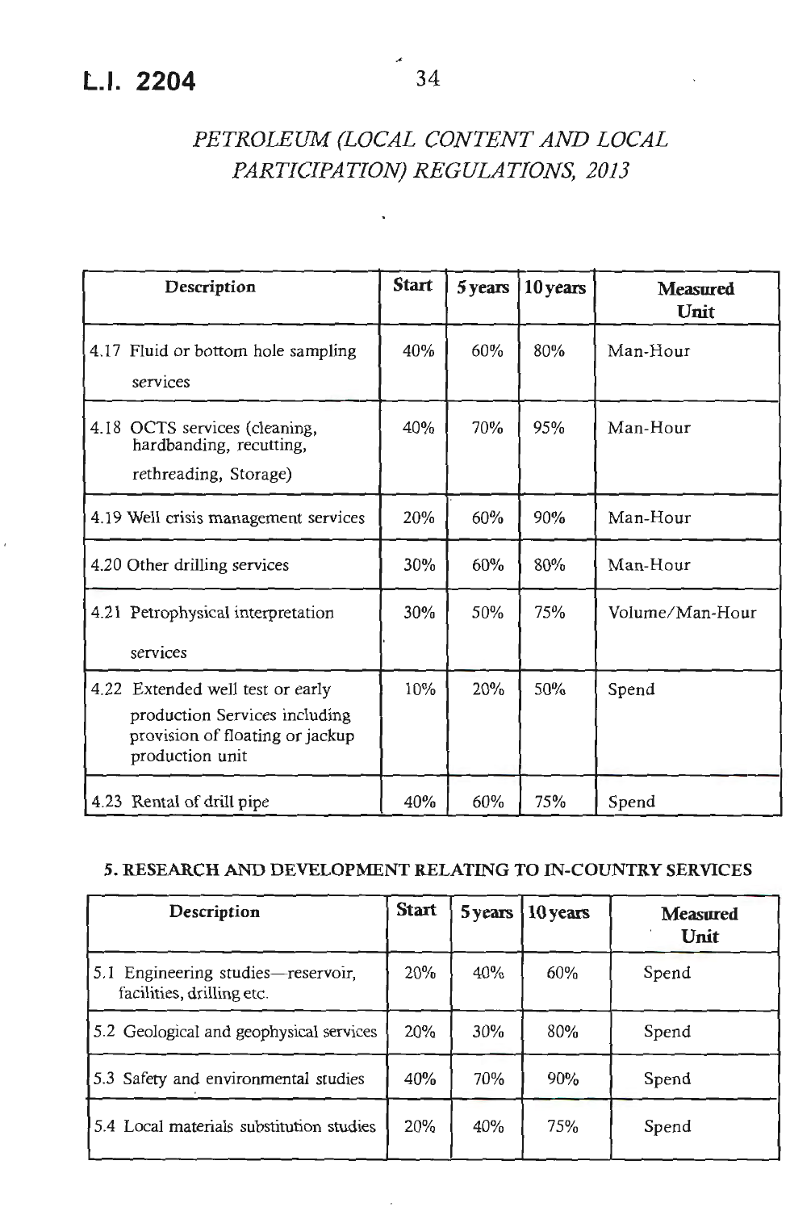## PETROLEUM (LOCAL CONTENT AND LOCAL PARTICIPATION) REGULATIONS, 2013

| Description | Start | 5 years | 10 years | Measured Unit |
|---|---|---|---|---|
| 4.17 Fluid or bottom hole sampling services | 40% | 60% | 80% | Man-Hour |
| 4.18 OCTS services (cleaning, hardbanding, recutting, rethreading, Storage) | 40% | 70% | 95% | Man-Hour |
| 4.19 Well crisis management services | 20% | 60% | 90% | Man-Hour |
| 4.20 Other drilling services | 30% | 60% | 80% | Man-Hour |
| 4.21 Petrophysical interpretation services | 30% | 50% | 75% | Volume/Man-Hour |
| 4.22 Extended well test or early production Services including provision of floating or jackup production unit | 10% | 20% | 50% | Spend |
| 4.23 Rental of drill pipe | 40% | 60% | 75% | Spend |

### 5. RESEARCH AND DEVELOPMENT RELATING TO IN-COUNTRY SERVICES

| Description | Start | 5 years | 10 years | Measured Unit |
|---|---|---|---|---|
| 5.1 Engineering studies—reservoir, facilities, drilling etc. | 20% | 40% | 60% | Spend |
| 5.2 Geological and geophysical services | 20% | 30% | 80% | Spend |
| 5.3 Safety and environmental studies | 40% | 70% | 90% | Spend |
| 5.4 Local materials substitution studies | 20% | 40% | 75% | Spend |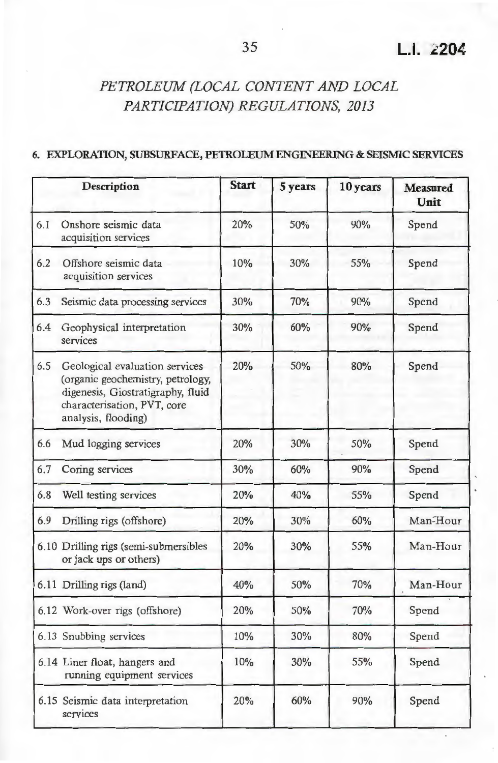## 6. EXPLORATION, SUBSURFACE, PETROLEUM ENGINEERING & SEISMIC SERVICES

| Description | Start | 5 years | 10 years | Measured Unit |
|---|---|---|---|---|
| 6.1 Onshore seismic data acquisition services | 20% | 50% | 90% | Spend |
| 6.2 Offshore seismic data acquisition services | 10% | 30% | 55% | Spend |
| 6.3 Seismic data processing services | 30% | 70% | 90% | Spend |
| 6.4 Geophysical interpretation services | 30% | 60% | 90% | Spend |
| 6.5 Geological evaluation services (organic geochemistry, petrology, digenesis, Giostratigraphy, fluid characterisation, PVT, core analysis, flooding) | 20% | 50% | 80% | Spend |
| 6.6 Mud logging services | 20% | 30% | 50% | Spend |
| 6.7 Coring services | 30% | 60% | 90% | Spend |
| 6.8 Well testing services | 20% | 40% | 55% | Spend |
| 6.9 Drilling rigs (offshore) | 20% | 30% | 60% | Man-Hour |
| 6.10 Drilling rigs (semi-submersibles or jack ups or others) | 20% | 30% | 55% | Man-Hour |
| 6.11 Drilling rigs (land) | 40% | 50% | 70% | Man-Hour |
| 6.12 Work-over rigs (offshore) | 20% | 50% | 70% | Spend |
| 6.13 Snubbing services | 10% | 30% | 80% | Spend |
| 6.14 Liner float, hangers and running equipment services | 10% | 30% | 55% | Spend |
| 6.15 Seismic data interpretation services | 20% | 60% | 90% | Spend |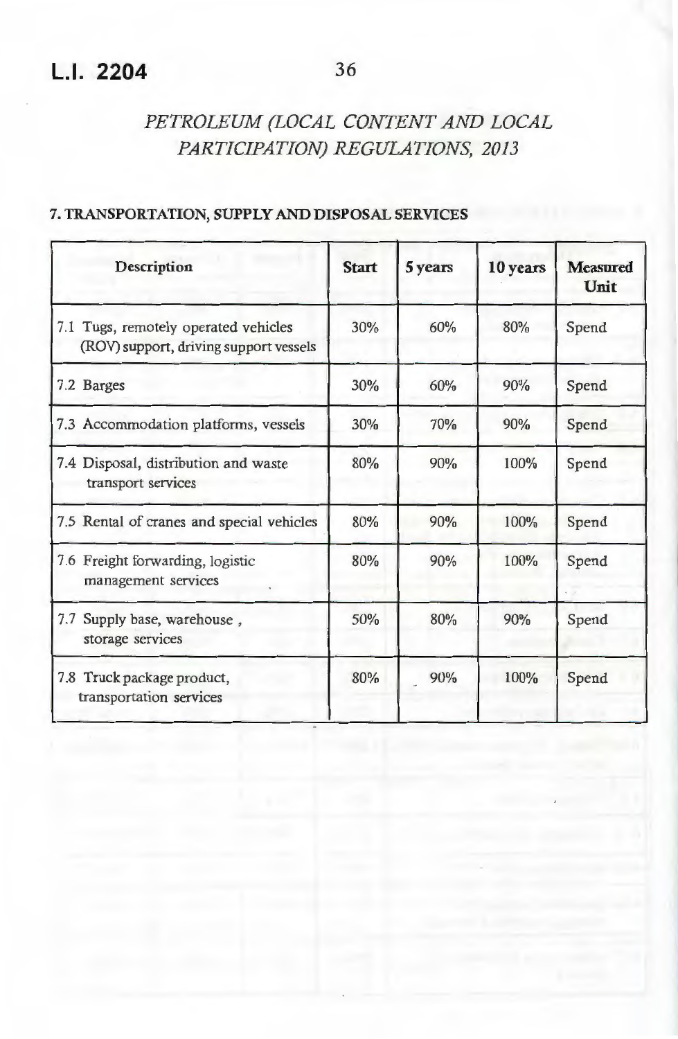*PETROLEUM (LOCAL CONTENT AND LOCAL PARTICIPATION) REGULATIONS, 2013*

**7. TRANSPORTATION, SUPPLY AND DISPOSAL SERVICES**

| Description | Start | 5 years | 10 years | Measured Unit |
|---|---|---|---|---|
| 7.1 Tugs, remotely operated vehicles (ROV) support, driving support vessels | 30% | 60% | 80% | Spend |
| 7.2 Barges | 30% | 60% | 90% | Spend |
| 7.3 Accommodation platforms, vessels | 30% | 70% | 90% | Spend |
| 7.4 Disposal, distribution and waste transport services | 80% | 90% | 100% | Spend |
| 7.5 Rental of cranes and special vehicles | 80% | 90% | 100% | Spend |
| 7.6 Freight forwarding, logistic management services | 80% | 90% | 100% | Spend |
| 7.7 Supply base, warehouse , storage services | 50% | 80% | 90% | Spend |
| 7.8 Truck package product, transportation services | 80% | 90% | 100% | Spend |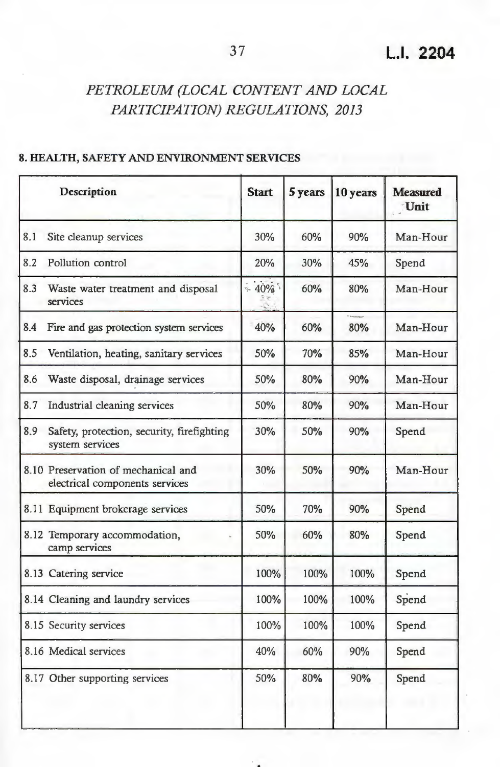# PETROLEUM (LOCAL CONTENT AND LOCAL PARTICIPATION) REGULATIONS, 2013

**8. HEALTH, SAFETY AND ENVIRONMENT SERVICES**

| Description | Start | 5 years | 10 years | Measured Unit |
|---|---|---|---|---|
| 8.1 Site cleanup services | 30% | 60% | 90% | Man-Hour |
| 8.2 Pollution control | 20% | 30% | 45% | Spend |
| 8.3 Waste water treatment and disposal services | 40% | 60% | 80% | Man-Hour |
| 8.4 Fire and gas protection system services | 40% | 60% | 80% | Man-Hour |
| 8.5 Ventilation, heating, sanitary services | 50% | 70% | 85% | Man-Hour |
| 8.6 Waste disposal, drainage services | 50% | 80% | 90% | Man-Hour |
| 8.7 Industrial cleaning services | 50% | 80% | 90% | Man-Hour |
| 8.9 Safety, protection, security, firefighting system services | 30% | 50% | 90% | Spend |
| 8.10 Preservation of mechanical and electrical components services | 30% | 50% | 90% | Man-Hour |
| 8.11 Equipment brokerage services | 50% | 70% | 90% | Spend |
| 8.12 Temporary accommodation, camp services | 50% | 60% | 80% | Spend |
| 8.13 Catering service | 100% | 100% | 100% | Spend |
| 8.14 Cleaning and laundry services | 100% | 100% | 100% | Spend |
| 8.15 Security services | 100% | 100% | 100% | Spend |
| 8.16 Medical services | 40% | 60% | 90% | Spend |
| 8.17 Other supporting services | 50% | 80% | 90% | Spend |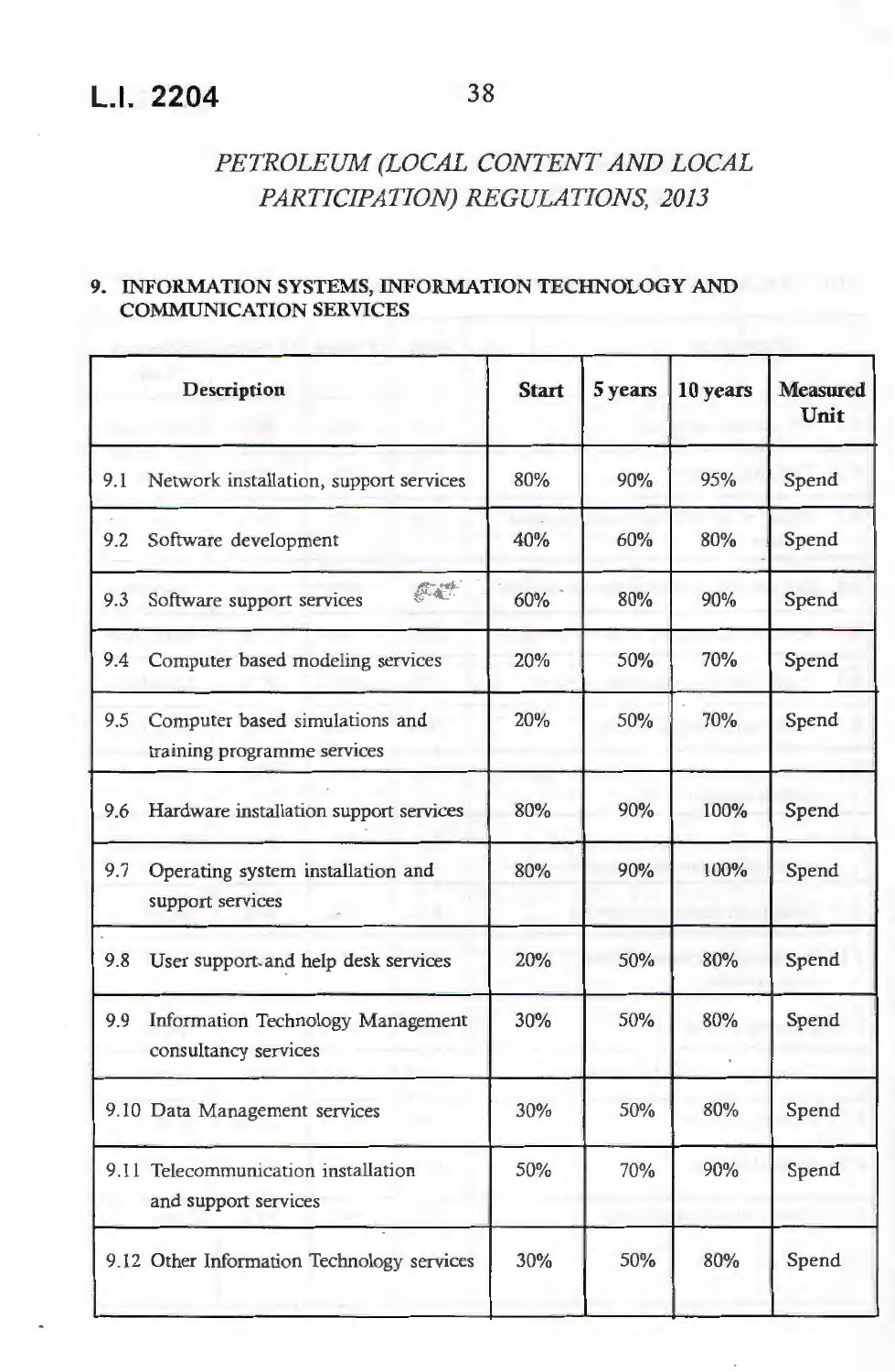**9. INFORMATION SYSTEMS, INFORMATION TECHNOLOGY AND COMMUNICATION SERVICES**

| Description | Start | 5 years | 10 years | Measured Unit |
|---|---|---|---|---|
| 9.1 Network installation, support services | 80% | 90% | 95% | Spend |
| 9.2 Software development | 40% | 60% | 80% | Spend |
| 9.3 Software support services | 60% | 80% | 90% | Spend |
| 9.4 Computer based modeling services | 20% | 50% | 70% | Spend |
| 9.5 Computer based simulations and training programme services | 20% | 50% | 70% | Spend |
| 9.6 Hardware installation support services | 80% | 90% | 100% | Spend |
| 9.7 Operating system installation and support services | 80% | 90% | 100% | Spend |
| 9.8 User support and help desk services | 20% | 50% | 80% | Spend |
| 9.9 Information Technology Management consultancy services | 30% | 50% | 80% | Spend |
| 9.10 Data Management services | 30% | 50% | 80% | Spend |
| 9.11 Telecommunication installation and support services | 50% | 70% | 90% | Spend |
| 9.12 Other Information Technology services | 30% | 50% | 80% | Spend |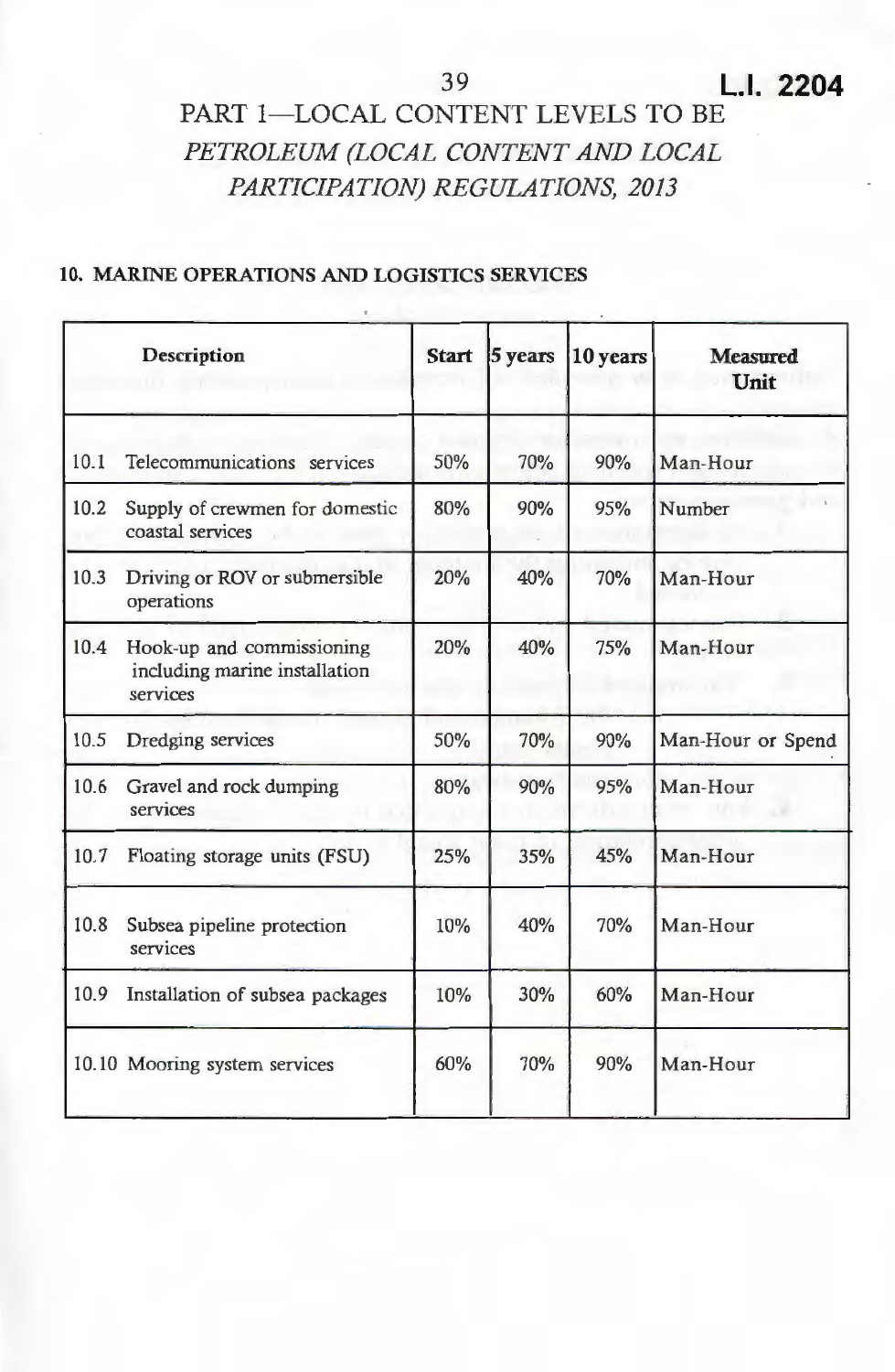# PART 1—LOCAL CONTENT LEVELS TO BE

*PETROLEUM (LOCAL CONTENT AND LOCAL PARTICIPATION) REGULATIONS, 2013*

**10. MARINE OPERATIONS AND LOGISTICS SERVICES**

| | Description | Start | 5 years | 10 years | Measured Unit |
|---|---|---|---|---|---|
| 10.1 | Telecommunications services | 50% | 70% | 90% | Man-Hour |
| 10.2 | Supply of crewmen for domestic coastal services | 80% | 90% | 95% | Number |
| 10.3 | Driving or ROV or submersible operations | 20% | 40% | 70% | Man-Hour |
| 10.4 | Hook-up and commissioning including marine installation services | 20% | 40% | 75% | Man-Hour |
| 10.5 | Dredging services | 50% | 70% | 90% | Man-Hour or Spend |
| 10.6 | Gravel and rock dumping services | 80% | 90% | 95% | Man-Hour |
| 10.7 | Floating storage units (FSU) | 25% | 35% | 45% | Man-Hour |
| 10.8 | Subsea pipeline protection services | 10% | 40% | 70% | Man-Hour |
| 10.9 | Installation of subsea packages | 10% | 30% | 60% | Man-Hour |
| 10.10 | Mooring system services | 60% | 70% | 90% | Man-Hour |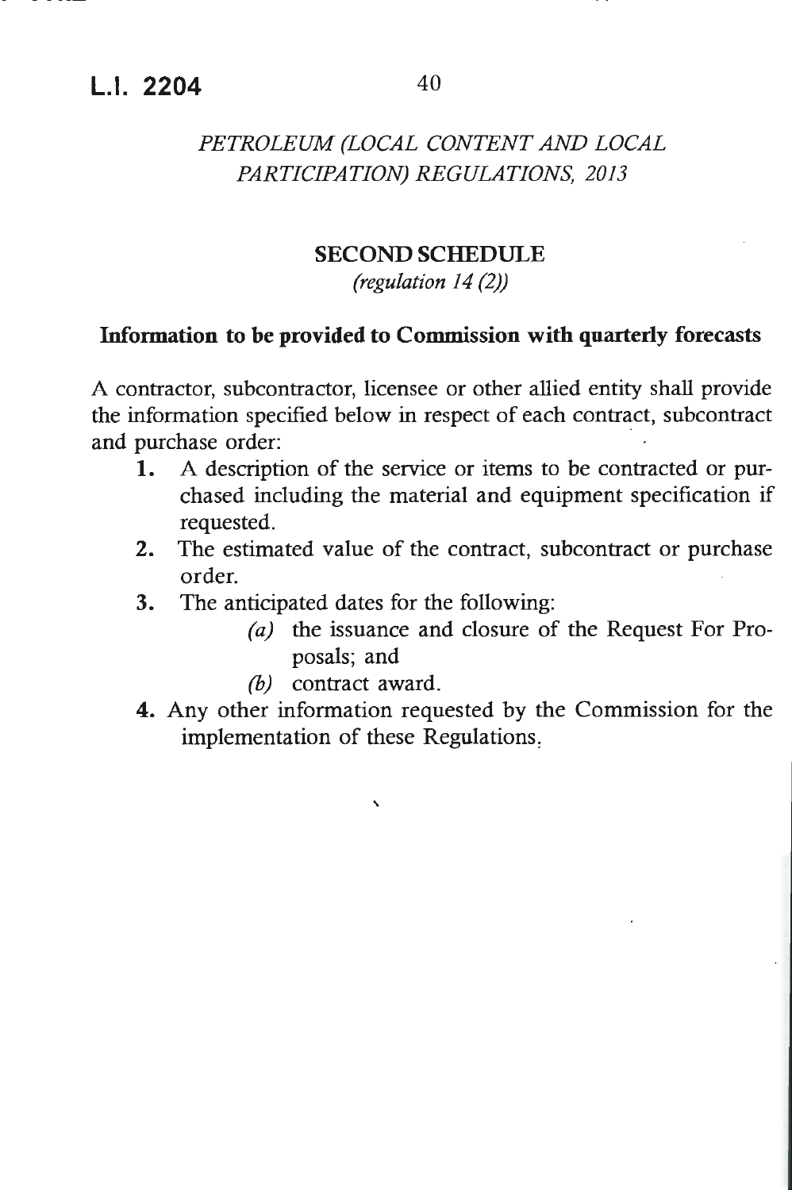*PETROLEUM (LOCAL CONTENT AND LOCAL PARTICIPATION) REGULATIONS, 2013*

## SECOND SCHEDULE

*(regulation 14 (2))*

### Information to be provided to Commission with quarterly forecasts

A contractor, subcontractor, licensee or other allied entity shall provide the information specified below in respect of each contract, subcontract and purchase order:

1. A description of the service or items to be contracted or purchased including the material and equipment specification if requested.
2. The estimated value of the contract, subcontract or purchase order.
3. The anticipated dates for the following:
   - *(a)* the issuance and closure of the Request For Proposals; and
   - *(b)* contract award.
4. Any other information requested by the Commission for the implementation of these Regulations.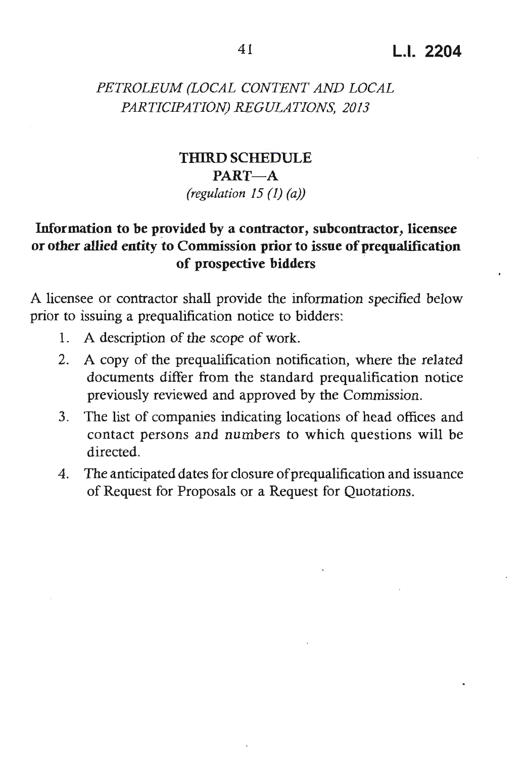*PETROLEUM (LOCAL CONTENT AND LOCAL PARTICIPATION) REGULATIONS, 2013*

## THIRD SCHEDULE

### PART—A

*(regulation 15 (1) (a))*

**Information to be provided by a contractor, subcontractor, licensee or other allied entity to Commission prior to issue of prequalification of prospective bidders**

A licensee or contractor shall provide the information specified below prior to issuing a prequalification notice to bidders:

1. A description of the scope of work.
2. A copy of the prequalification notification, where the related documents differ from the standard prequalification notice previously reviewed and approved by the Commission.
3. The list of companies indicating locations of head offices and contact persons and numbers to which questions will be directed.
4. The anticipated dates for closure of prequalification and issuance of Request for Proposals or a Request for Quotations.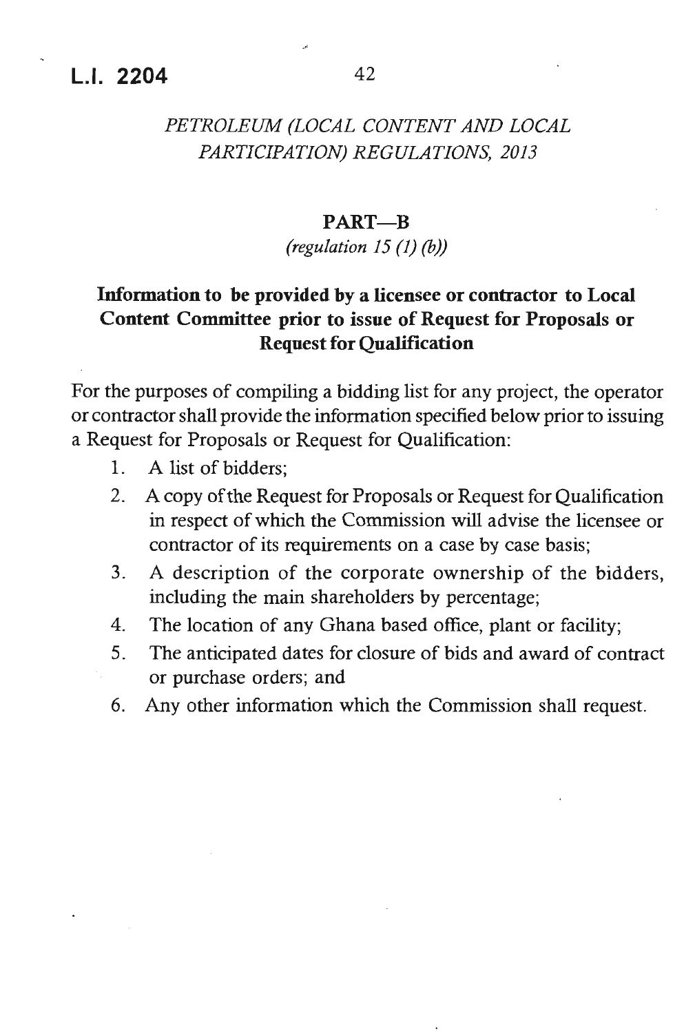## PART—B

*(regulation 15 (1) (b))*

### Information to be provided by a licensee or contractor to Local Content Committee prior to issue of Request for Proposals or Request for Qualification

For the purposes of compiling a bidding list for any project, the operator or contractor shall provide the information specified below prior to issuing a Request for Proposals or Request for Qualification:

1. A list of bidders;
2. A copy of the Request for Proposals or Request for Qualification in respect of which the Commission will advise the licensee or contractor of its requirements on a case by case basis;
3. A description of the corporate ownership of the bidders, including the main shareholders by percentage;
4. The location of any Ghana based office, plant or facility;
5. The anticipated dates for closure of bids and award of contract or purchase orders; and
6. Any other information which the Commission shall request.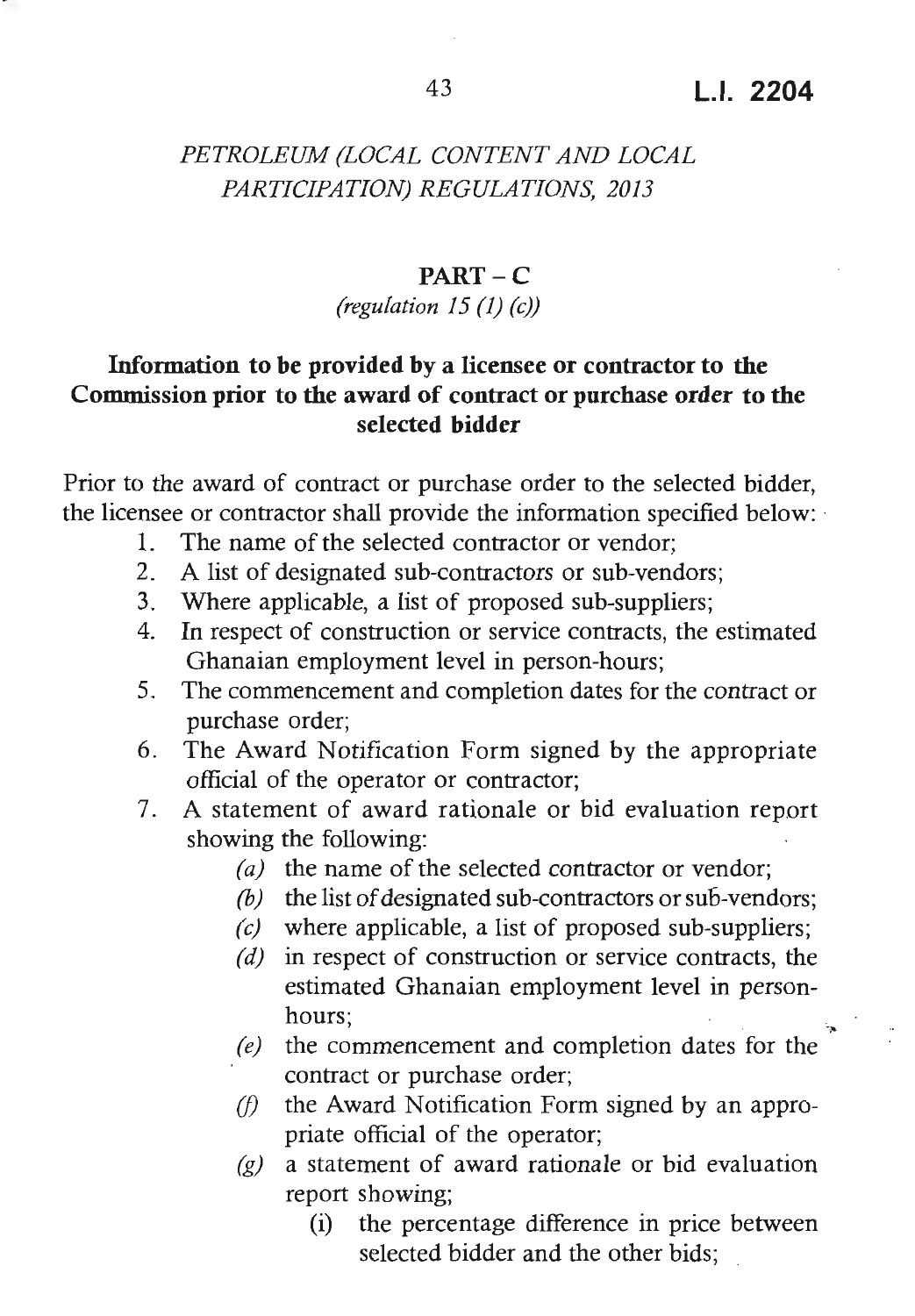*PETROLEUM (LOCAL CONTENT AND LOCAL PARTICIPATION) REGULATIONS, 2013*

## PART – C

*(regulation 15 (1) (c))*

### Information to be provided by a licensee or contractor to the Commission prior to the award of contract or purchase order to the selected bidder

Prior to the award of contract or purchase order to the selected bidder, the licensee or contractor shall provide the information specified below:

1. The name of the selected contractor or vendor;
2. A list of designated sub-contractors or sub-vendors;
3. Where applicable, a list of proposed sub-suppliers;
4. In respect of construction or service contracts, the estimated Ghanaian employment level in person-hours;
5. The commencement and completion dates for the contract or purchase order;
6. The Award Notification Form signed by the appropriate official of the operator or contractor;
7. A statement of award rationale or bid evaluation report showing the following:
   - *(a)* the name of the selected contractor or vendor;
   - *(b)* the list of designated sub-contractors or sub-vendors;
   - *(c)* where applicable, a list of proposed sub-suppliers;
   - *(d)* in respect of construction or service contracts, the estimated Ghanaian employment level in person-hours;
   - *(e)* the commencement and completion dates for the contract or purchase order;
   - *(f)* the Award Notification Form signed by an appropriate official of the operator;
   - *(g)* a statement of award rationale or bid evaluation report showing;
     - (i) the percentage difference in price between selected bidder and the other bids;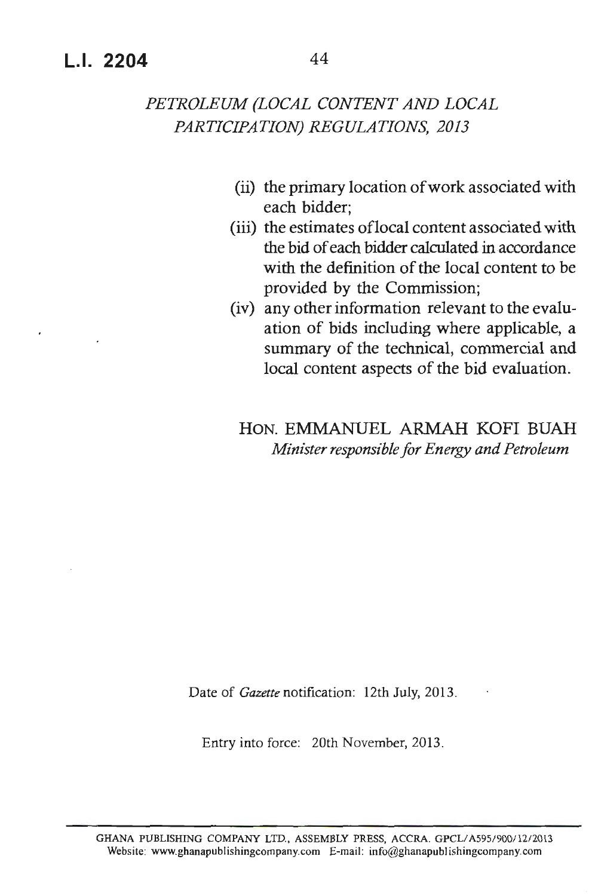(ii) the primary location of work associated with each bidder;

(iii) the estimates of local content associated with the bid of each bidder calculated in accordance with the definition of the local content to be provided by the Commission;

(iv) any other information relevant to the evaluation of bids including where applicable, a summary of the technical, commercial and local content aspects of the bid evaluation.

HON. EMMANUEL ARMAH KOFI BUAH
*Minister responsible for Energy and Petroleum*

Date of *Gazette* notification: 12th July, 2013.

Entry into force: 20th November, 2013.

GHANA PUBLISHING COMPANY LTD., ASSEMBLY PRESS, ACCRA. GPCL/A595/900/12/2013
Website: www.ghanapublishingcompany.com E-mail: info@ghanapublishingcompany.com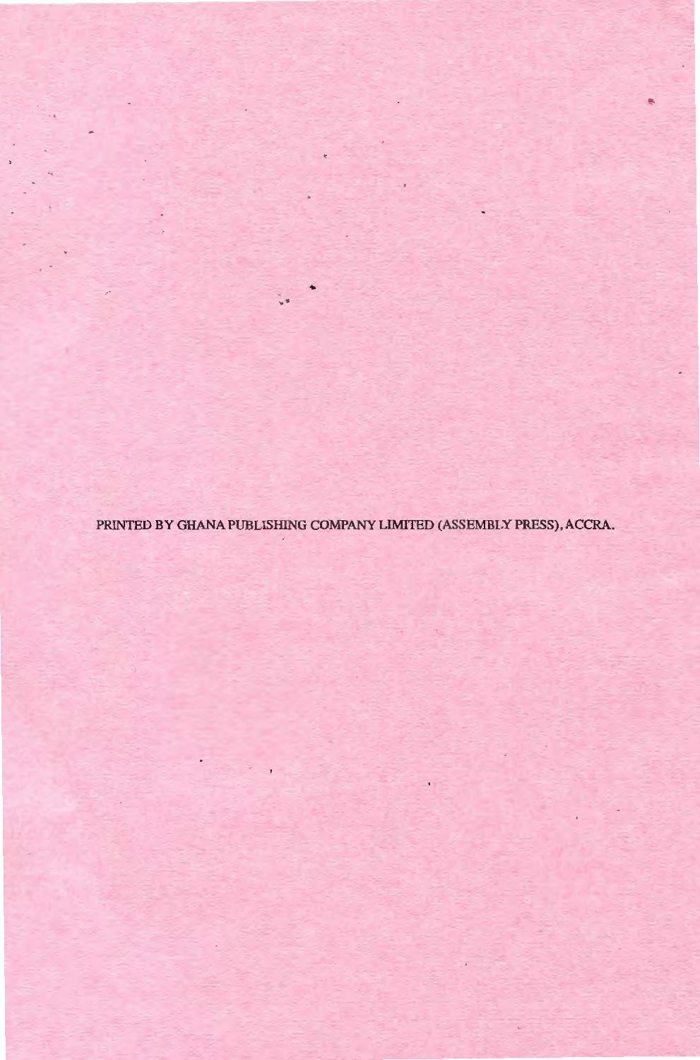PRINTED BY GHANA PUBLISHING COMPANY LIMITED (ASSEMBLY PRESS), ACCRA.